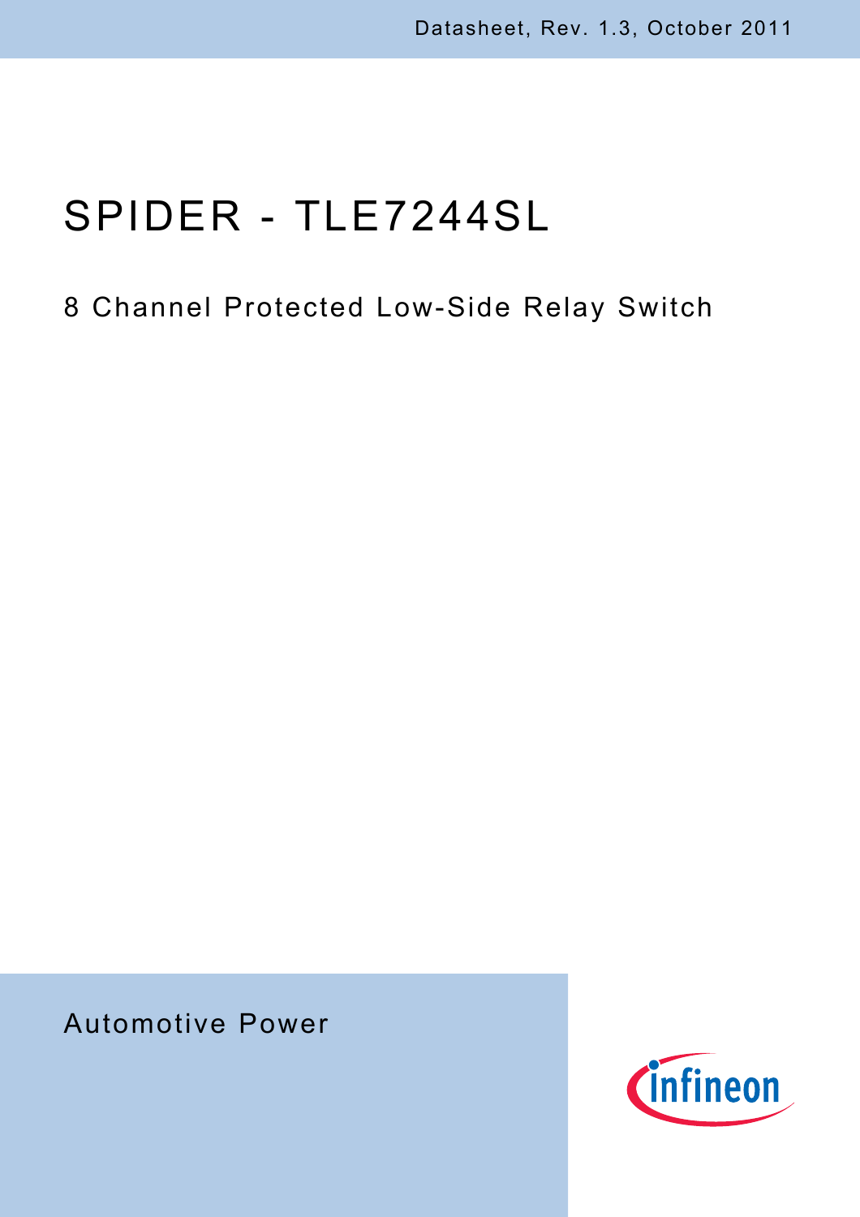Datasheet, Rev. 1.3, October 2011

# SPIDER - TLE7244SL

8 Channel Protected Low-Side Relay Switch

Automotive Power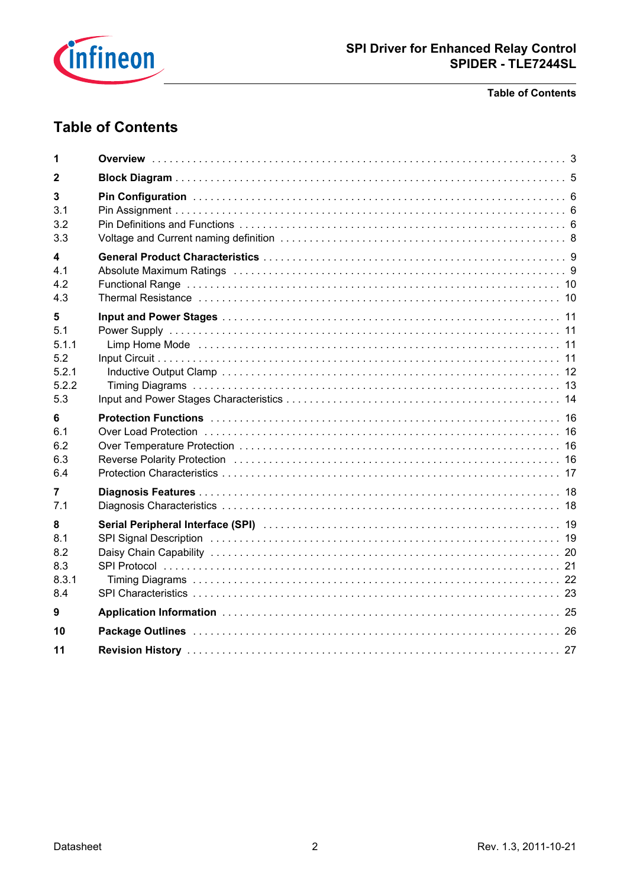# Table of Contents

| | | |
|---|---|---|
| **1** | **Overview** | 3 |
| **2** | **Block Diagram** | 5 |
| **3** | **Pin Configuration** | 6 |
| 3.1 | Pin Assignment | 6 |
| 3.2 | Pin Definitions and Functions | 6 |
| 3.3 | Voltage and Current naming definition | 8 |
| **4** | **General Product Characteristics** | 9 |
| 4.1 | Absolute Maximum Ratings | 9 |
| 4.2 | Functional Range | 10 |
| 4.3 | Thermal Resistance | 10 |
| **5** | **Input and Power Stages** | 11 |
| 5.1 | Power Supply | 11 |
| 5.1.1 | Limp Home Mode | 11 |
| 5.2 | Input Circuit | 11 |
| 5.2.1 | Inductive Output Clamp | 12 |
| 5.2.2 | Timing Diagrams | 13 |
| 5.3 | Input and Power Stages Characteristics | 14 |
| **6** | **Protection Functions** | 16 |
| 6.1 | Over Load Protection | 16 |
| 6.2 | Over Temperature Protection | 16 |
| 6.3 | Reverse Polarity Protection | 16 |
| 6.4 | Protection Characteristics | 17 |
| **7** | **Diagnosis Features** | 18 |
| 7.1 | Diagnosis Characteristics | 18 |
| **8** | **Serial Peripheral Interface (SPI)** | 19 |
| 8.1 | SPI Signal Description | 19 |
| 8.2 | Daisy Chain Capability | 20 |
| 8.3 | SPI Protocol | 21 |
| 8.3.1 | Timing Diagrams | 22 |
| 8.4 | SPI Characteristics | 23 |
| **9** | **Application Information** | 25 |
| **10** | **Package Outlines** | 26 |
| **11** | **Revision History** | 27 |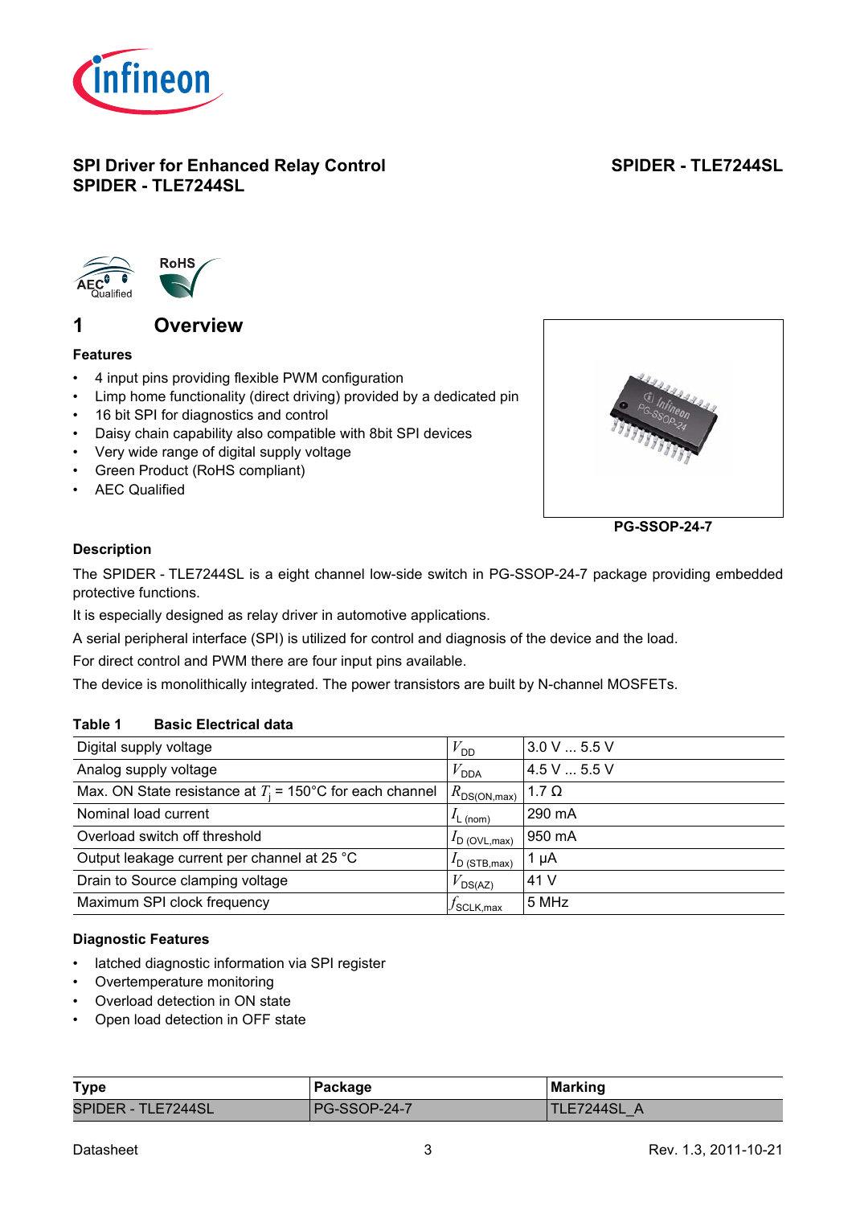## SPI Driver for Enhanced Relay Control
## SPIDER - TLE7244SL

# 1 Overview

**Features**

- 4 input pins providing flexible PWM configuration
- Limp home functionality (direct driving) provided by a dedicated pin
- 16 bit SPI for diagnostics and control
- Daisy chain capability also compatible with 8bit SPI devices
- Very wide range of digital supply voltage
- Green Product (RoHS compliant)
- AEC Qualified

**PG-SSOP-24-7**

**Description**

The SPIDER - TLE7244SL is a eight channel low-side switch in PG-SSOP-24-7 package providing embedded protective functions.

It is especially designed as relay driver in automotive applications.

A serial peripheral interface (SPI) is utilized for control and diagnosis of the device and the load.

For direct control and PWM there are four input pins available.

The device is monolithically integrated. The power transistors are built by N-channel MOSFETs.

**Table 1 Basic Electrical data**

| | | |
|---|---|---|
| Digital supply voltage | $V_{DD}$ | 3.0 V ... 5.5 V |
| Analog supply voltage | $V_{DDA}$ | 4.5 V ... 5.5 V |
| Max. ON State resistance at $T_j$ = 150°C for each channel | $R_{DS(ON,max)}$ | 1.7 Ω |
| Nominal load current | $I_{L\ (nom)}$ | 290 mA |
| Overload switch off threshold | $I_{D\ (OVL,max)}$ | 950 mA |
| Output leakage current per channel at 25 °C | $I_{D\ (STB,max)}$ | 1 µA |
| Drain to Source clamping voltage | $V_{DS(AZ)}$ | 41 V |
| Maximum SPI clock frequency | $f_{SCLK,max}$ | 5 MHz |

**Diagnostic Features**

- latched diagnostic information via SPI register
- Overtemperature monitoring
- Overload detection in ON state
- Open load detection in OFF state

| Type | Package | Marking |
|---|---|---|
| SPIDER - TLE7244SL | PG-SSOP-24-7 | TLE7244SL_A |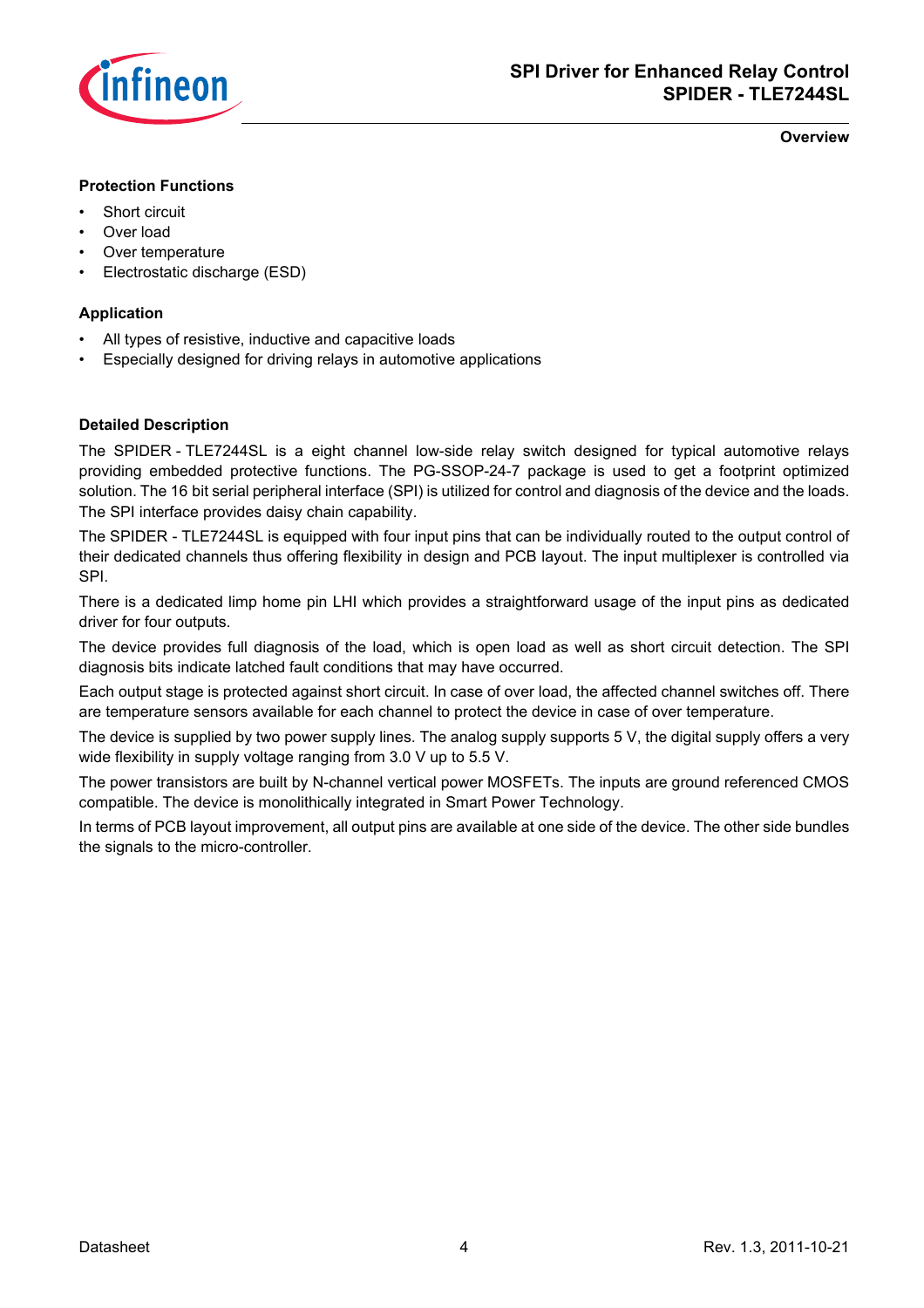### Protection Functions

- Short circuit
- Over load
- Over temperature
- Electrostatic discharge (ESD)

### Application

- All types of resistive, inductive and capacitive loads
- Especially designed for driving relays in automotive applications

### Detailed Description

The SPIDER - TLE7244SL is a eight channel low-side relay switch designed for typical automotive relays providing embedded protective functions. The PG-SSOP-24-7 package is used to get a footprint optimized solution. The 16 bit serial peripheral interface (SPI) is utilized for control and diagnosis of the device and the loads. The SPI interface provides daisy chain capability.

The SPIDER - TLE7244SL is equipped with four input pins that can be individually routed to the output control of their dedicated channels thus offering flexibility in design and PCB layout. The input multiplexer is controlled via SPI.

There is a dedicated limp home pin LHI which provides a straightforward usage of the input pins as dedicated driver for four outputs.

The device provides full diagnosis of the load, which is open load as well as short circuit detection. The SPI diagnosis bits indicate latched fault conditions that may have occurred.

Each output stage is protected against short circuit. In case of over load, the affected channel switches off. There are temperature sensors available for each channel to protect the device in case of over temperature.

The device is supplied by two power supply lines. The analog supply supports 5 V, the digital supply offers a very wide flexibility in supply voltage ranging from 3.0 V up to 5.5 V.

The power transistors are built by N-channel vertical power MOSFETs. The inputs are ground referenced CMOS compatible. The device is monolithically integrated in Smart Power Technology.

In terms of PCB layout improvement, all output pins are available at one side of the device. The other side bundles the signals to the micro-controller.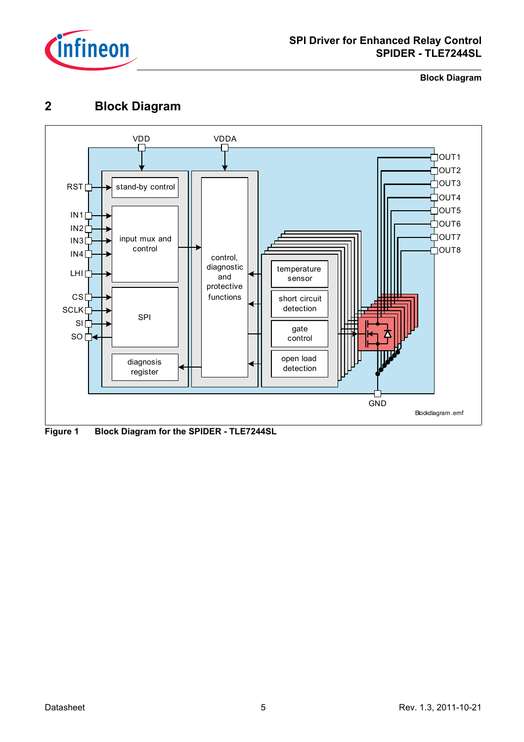## 2 Block Diagram

**Figure 1 Block Diagram for the SPIDER - TLE7244SL**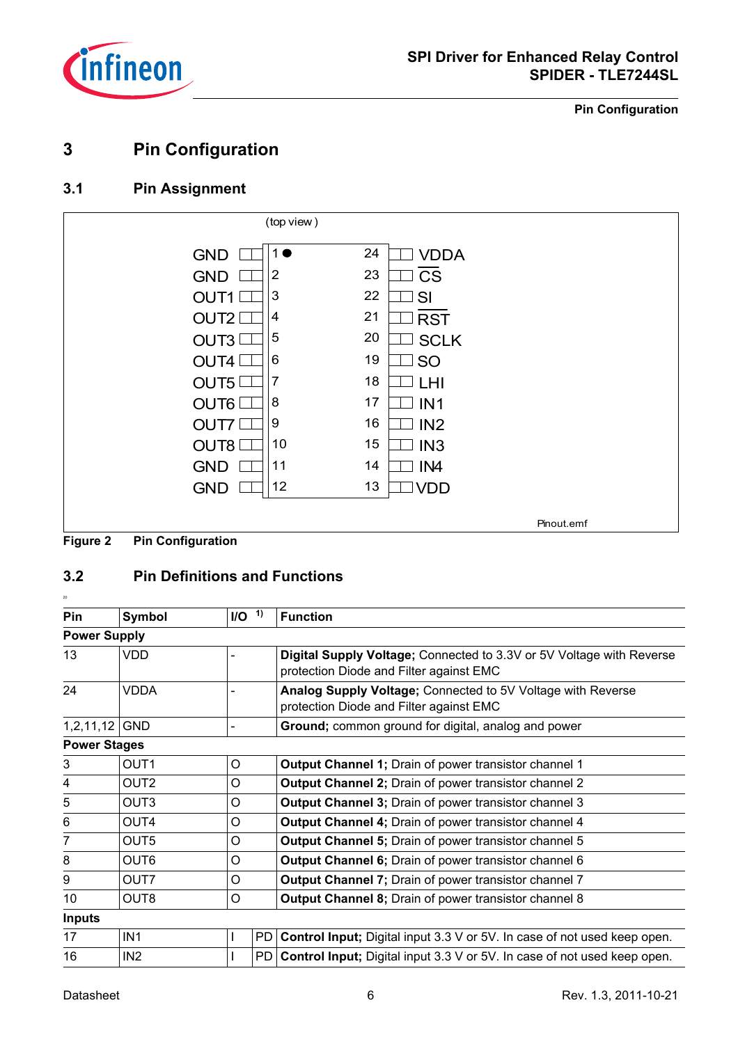# 3 Pin Configuration

## 3.1 Pin Assignment

(top view)

| Pin | Symbol | | Pin | Symbol |
|---|---|---|---|---|
| 1 | GND | | 24 | VDDA |
| 2 | GND | | 23 | CS |
| 3 | OUT1 | | 22 | SI |
| 4 | OUT2 | | 21 | RST |
| 5 | OUT3 | | 20 | SCLK |
| 6 | OUT4 | | 19 | SO |
| 7 | OUT5 | | 18 | LHI |
| 8 | OUT6 | | 17 | IN1 |
| 9 | OUT7 | | 16 | IN2 |
| 10 | OUT8 | | 15 | IN3 |
| 11 | GND | | 14 | IN4 |
| 12 | GND | | 13 | VDD |

Pinout.emf

**Figure 2 Pin Configuration**

## 3.2 Pin Definitions and Functions

| Pin | Symbol | I/O [1] | | Function |
|---|---|---|---|---|
| **Power Supply** | | | | |
| 13 | VDD | - | | **Digital Supply Voltage;** Connected to 3.3V or 5V Voltage with Reverse protection Diode and Filter against EMC |
| 24 | VDDA | - | | **Analog Supply Voltage;** Connected to 5V Voltage with Reverse protection Diode and Filter against EMC |
| 1,2,11,12 | GND | - | | **Ground;** common ground for digital, analog and power |
| **Power Stages** | | | | |
| 3 | OUT1 | O | | **Output Channel 1;** Drain of power transistor channel 1 |
| 4 | OUT2 | O | | **Output Channel 2;** Drain of power transistor channel 2 |
| 5 | OUT3 | O | | **Output Channel 3;** Drain of power transistor channel 3 |
| 6 | OUT4 | O | | **Output Channel 4;** Drain of power transistor channel 4 |
| 7 | OUT5 | O | | **Output Channel 5;** Drain of power transistor channel 5 |
| 8 | OUT6 | O | | **Output Channel 6;** Drain of power transistor channel 6 |
| 9 | OUT7 | O | | **Output Channel 7;** Drain of power transistor channel 7 |
| 10 | OUT8 | O | | **Output Channel 8;** Drain of power transistor channel 8 |
| **Inputs** | | | | |
| 17 | IN1 | I | PD | **Control Input;** Digital input 3.3 V or 5V. In case of not used keep open. |
| 16 | IN2 | I | PD | **Control Input;** Digital input 3.3 V or 5V. In case of not used keep open. |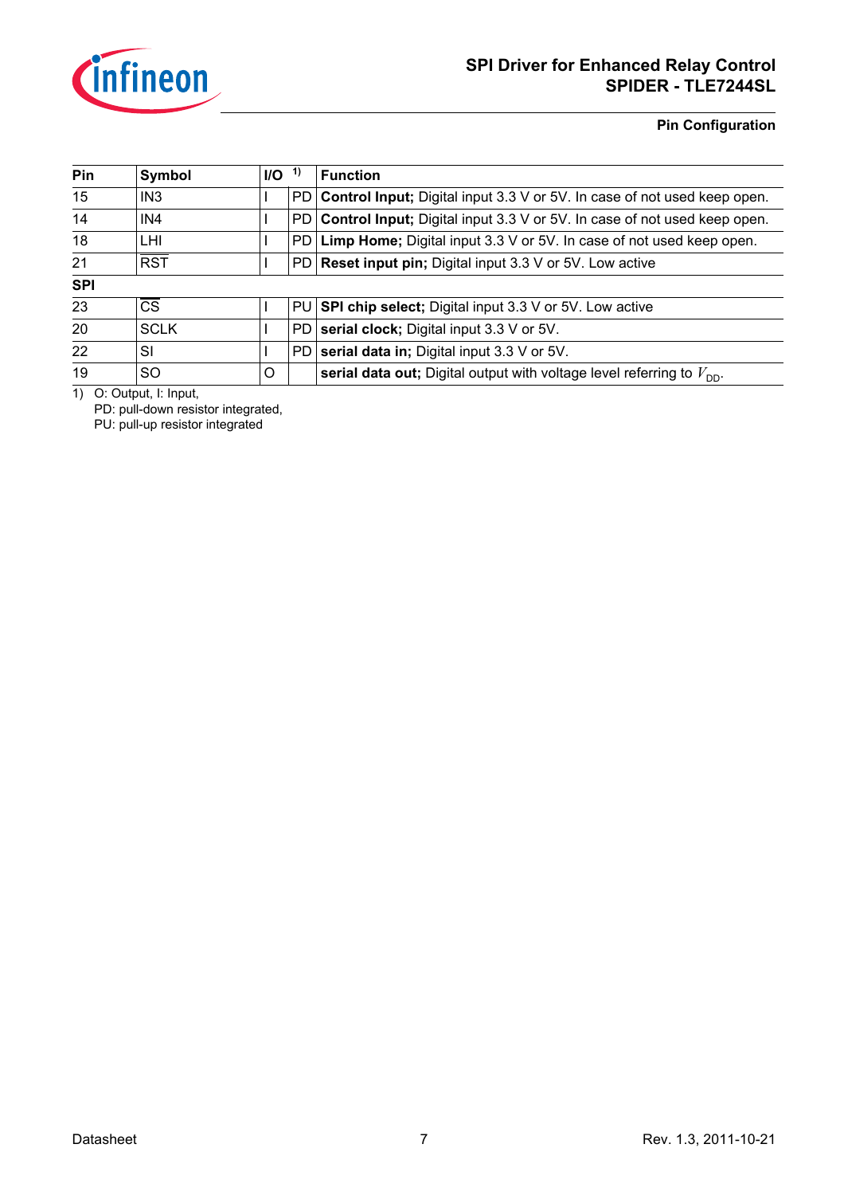| Pin | Symbol | I/O [1] | | Function |
|---|---|---|---|---|
| 15 | IN3 | I | PD | **Control Input;** Digital input 3.3 V or 5V. In case of not used keep open. |
| 14 | IN4 | I | PD | **Control Input;** Digital input 3.3 V or 5V. In case of not used keep open. |
| 18 | LHI | I | PD | **Limp Home;** Digital input 3.3 V or 5V. In case of not used keep open. |
| 21 | $\overline{\text{RST}}$ | I | PD | **Reset input pin;** Digital input 3.3 V or 5V. Low active |
| **SPI** | | | | |
| 23 | $\overline{\text{CS}}$ | I | PU | **SPI chip select;** Digital input 3.3 V or 5V. Low active |
| 20 | SCLK | I | PD | **serial clock;** Digital input 3.3 V or 5V. |
| 22 | SI | I | PD | **serial data in;** Digital input 3.3 V or 5V. |
| 19 | SO | O | | **serial data out;** Digital output with voltage level referring to $V_{DD}$. |

1) O: Output, I: Input,
PD: pull-down resistor integrated,
PU: pull-up resistor integrated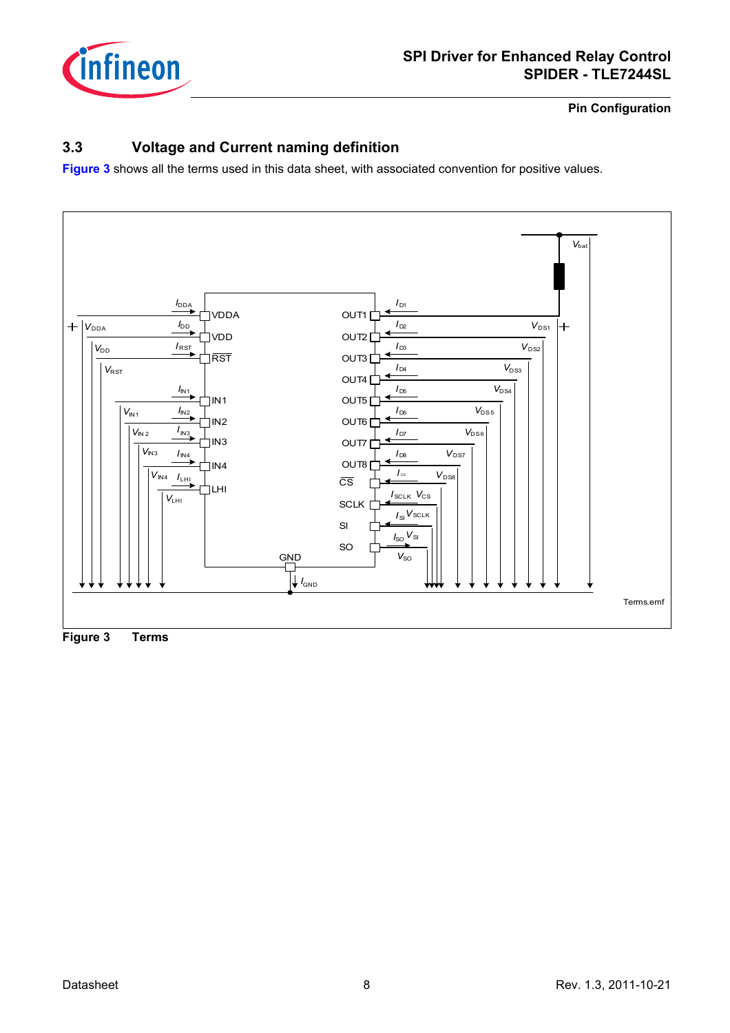## 3.3 Voltage and Current naming definition

**Figure 3** shows all the terms used in this data sheet, with associated convention for positive values.

**Figure 3 Terms**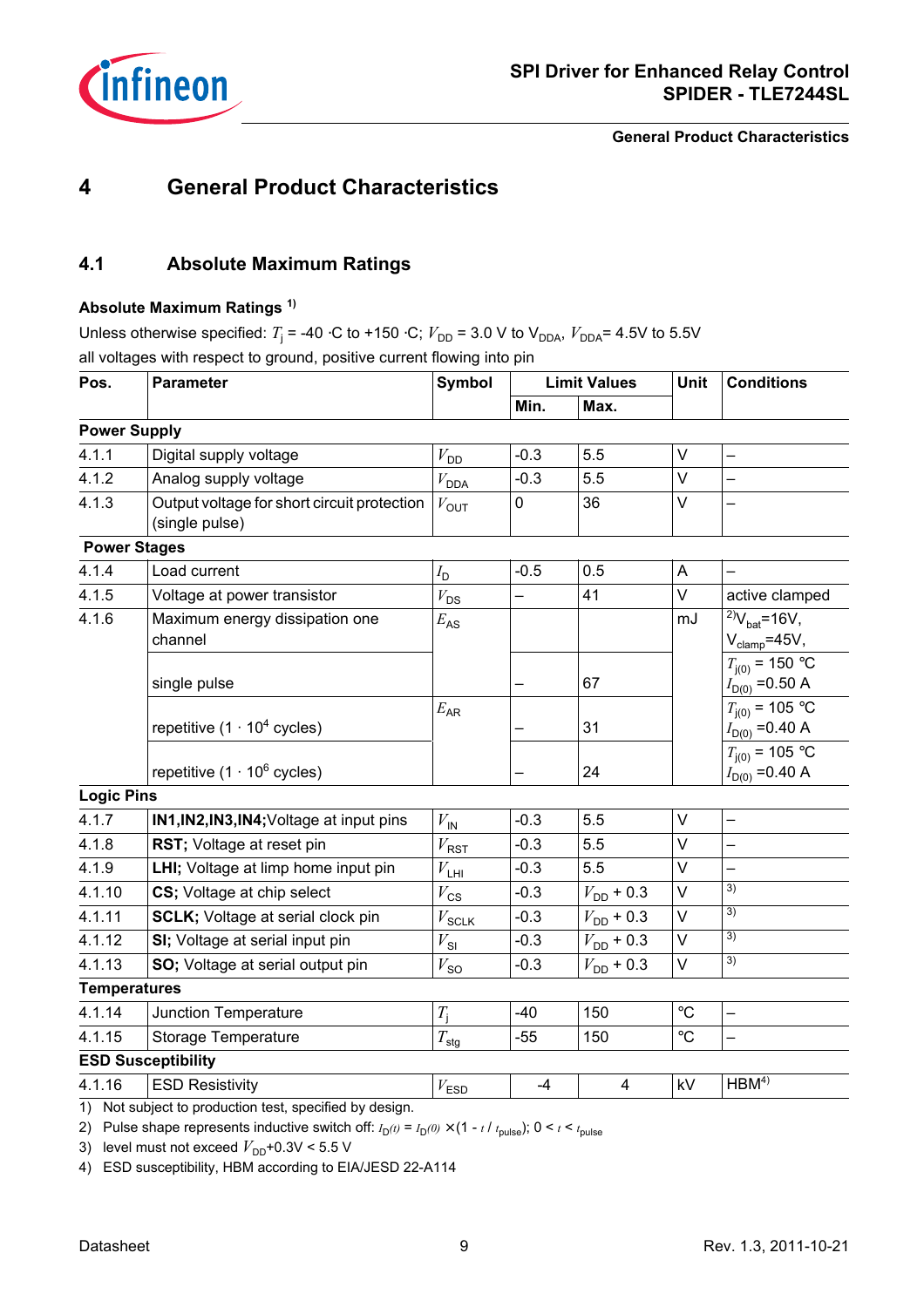# 4 General Product Characteristics

## 4.1 Absolute Maximum Ratings

**Absolute Maximum Ratings** [1]

Unless otherwise specified: $T_j$ = -40 ·C to +150 ·C; $V_{DD}$ = 3.0 V to $V_{DDA}$, $V_{DDA}$= 4.5V to 5.5V
all voltages with respect to ground, positive current flowing into pin

| Pos. | Parameter | Symbol | Limit Values | | Unit | Conditions |
|---|---|---|---|---|---|---|
| | | | Min. | Max. | | |
| **Power Supply** | | | | | | |
| 4.1.1 | Digital supply voltage | $V_{DD}$ | -0.3 | 5.5 | V | – |
| 4.1.2 | Analog supply voltage | $V_{DDA}$ | -0.3 | 5.5 | V | – |
| 4.1.3 | Output voltage for short circuit protection (single pulse) | $V_{OUT}$ | 0 | 36 | V | – |
| **Power Stages** | | | | | | |
| 4.1.4 | Load current | $I_D$ | -0.5 | 0.5 | A | – |
| 4.1.5 | Voltage at power transistor | $V_{DS}$ | – | 41 | V | active clamped |
| 4.1.6 | Maximum energy dissipation one channel | $E_{AS}$ | | | mJ | [2] $V_{bat}$=16V, $V_{clamp}$=45V, |
| | single pulse | | – | 67 | | $T_{j(0)}$ = 150 °C $I_{D(0)}$ =0.50 A |
| | repetitive (1 · $10^4$ cycles) | $E_{AR}$ | – | 31 | | $T_{j(0)}$ = 105 °C $I_{D(0)}$ =0.40 A |
| | repetitive (1 · $10^6$ cycles) | | – | 24 | | $T_{j(0)}$ = 105 °C $I_{D(0)}$ =0.40 A |
| **Logic Pins** | | | | | | |
| 4.1.7 | **IN1,IN2,IN3,IN4;** Voltage at input pins | $V_{IN}$ | -0.3 | 5.5 | V | – |
| 4.1.8 | **RST;** Voltage at reset pin | $V_{RST}$ | -0.3 | 5.5 | V | – |
| 4.1.9 | **LHI;** Voltage at limp home input pin | $V_{LHI}$ | -0.3 | 5.5 | V | – |
| 4.1.10 | **CS;** Voltage at chip select | $V_{CS}$ | -0.3 | $V_{DD}$ + 0.3 | V | [3] |
| 4.1.11 | **SCLK;** Voltage at serial clock pin | $V_{SCLK}$ | -0.3 | $V_{DD}$ + 0.3 | V | [3] |
| 4.1.12 | **SI;** Voltage at serial input pin | $V_{SI}$ | -0.3 | $V_{DD}$ + 0.3 | V | [3] |
| 4.1.13 | **SO;** Voltage at serial output pin | $V_{SO}$ | -0.3 | $V_{DD}$ + 0.3 | V | [3] |
| **Temperatures** | | | | | | |
| 4.1.14 | Junction Temperature | $T_j$ | -40 | 150 | °C | – |
| 4.1.15 | Storage Temperature | $T_{stg}$ | -55 | 150 | °C | – |
| **ESD Susceptibility** | | | | | | |
| 4.1.16 | ESD Resistivity | $V_{ESD}$ | -4 | 4 | kV | HBM[4] |

1) Not subject to production test, specified by design.

2) Pulse shape represents inductive switch off: $I_{D(t)} = I_{D(0)} \times (1 - t / t_{pulse})$; $0 < t < t_{pulse}$

3) level must not exceed $V_{DD}$+0.3V < 5.5 V

4) ESD susceptibility, HBM according to EIA/JESD 22-A114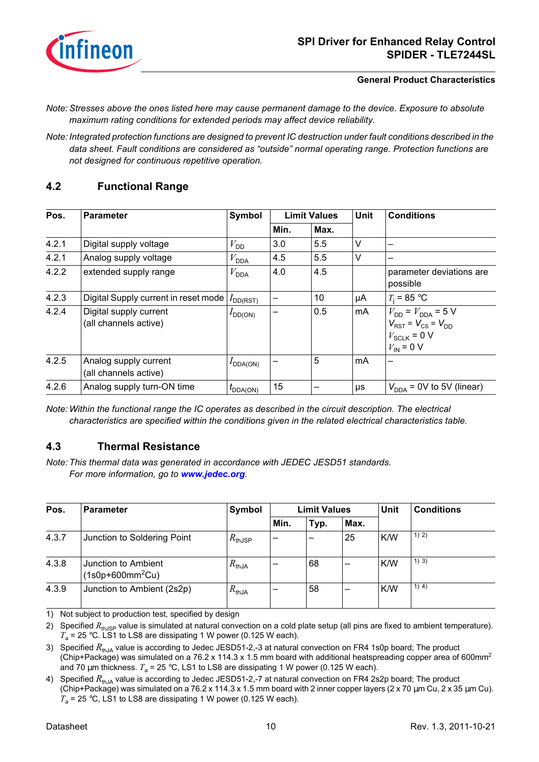*Note: Stresses above the ones listed here may cause permanent damage to the device. Exposure to absolute maximum rating conditions for extended periods may affect device reliability.*

*Note: Integrated protection functions are designed to prevent IC destruction under fault conditions described in the data sheet. Fault conditions are considered as "outside" normal operating range. Protection functions are not designed for continuous repetitive operation.*

## 4.2 Functional Range

| Pos. | Parameter | Symbol | Limit Values | | Unit | Conditions |
|---|---|---|---|---|---|---|
| | | | Min. | Max. | | |
| 4.2.1 | Digital supply voltage | $V_{DD}$ | 3.0 | 5.5 | V | – |
| 4.2.1 | Analog supply voltage | $V_{DDA}$ | 4.5 | 5.5 | V | – |
| 4.2.2 | extended supply range | $V_{DDA}$ | 4.0 | 4.5 | | parameter deviations are possible |
| 4.2.3 | Digital Supply current in reset mode | $I_{DD(RST)}$ | – | 10 | µA | $T_j$ = 85 °C |
| 4.2.4 | Digital supply current (all channels active) | $I_{DD(ON)}$ | – | 0.5 | mA | $V_{DD} = V_{DDA}$ = 5 V<br>$V_{RST} = V_{CS} = V_{DD}$<br>$V_{SCLK}$ = 0 V<br>$V_{IN}$ = 0 V |
| 4.2.5 | Analog supply current (all channels active) | $I_{DDA(ON)}$ | – | 5 | mA | – |
| 4.2.6 | Analog supply turn-ON time | $t_{DDA(ON)}$ | 15 | – | µs | $V_{DDA}$ = 0V to 5V (linear) |

*Note: Within the functional range the IC operates as described in the circuit description. The electrical characteristics are specified within the conditions given in the related electrical characteristics table.*

## 4.3 Thermal Resistance

*Note: This thermal data was generated in accordance with JEDEC JESD51 standards. For more information, go to* ***www.jedec.org****.*

| Pos. | Parameter | Symbol | Limit Values | | | Unit | Conditions |
|---|---|---|---|---|---|---|---|
| | | | Min. | Typ. | Max. | | |
| 4.3.7 | Junction to Soldering Point | $R_{thJSP}$ | – | – | 25 | K/W | 1) 2) |
| 4.3.8 | Junction to Ambient (1s0p+600mm²Cu) | $R_{thJA}$ | – | 68 | – | K/W | 1) 3) |
| 4.3.9 | Junction to Ambient (2s2p) | $R_{thJA}$ | – | 58 | – | K/W | 1) 4) |

1) Not subject to production test, specified by design

2) Specified $R_{thJSP}$ value is simulated at natural convection on a cold plate setup (all pins are fixed to ambient temperature). $T_a$ = 25 °C. LS1 to LS8 are dissipating 1 W power (0.125 W each).

3) Specified $R_{thJA}$ value is according to Jedec JESD51-2,-3 at natural convection on FR4 1s0p board; The product (Chip+Package) was simulated on a 76.2 x 114.3 x 1.5 mm board with additional heatspreading copper area of 600mm² and 70 µm thickness. $T_a$ = 25 °C, LS1 to LS8 are dissipating 1 W power (0.125 W each).

4) Specified $R_{thJA}$ value is according to Jedec JESD51-2,-7 at natural convection on FR4 2s2p board; The product (Chip+Package) was simulated on a 76.2 x 114.3 x 1.5 mm board with 2 inner copper layers (2 x 70 µm Cu, 2 x 35 µm Cu). $T_a$ = 25 °C, LS1 to LS8 are dissipating 1 W power (0.125 W each).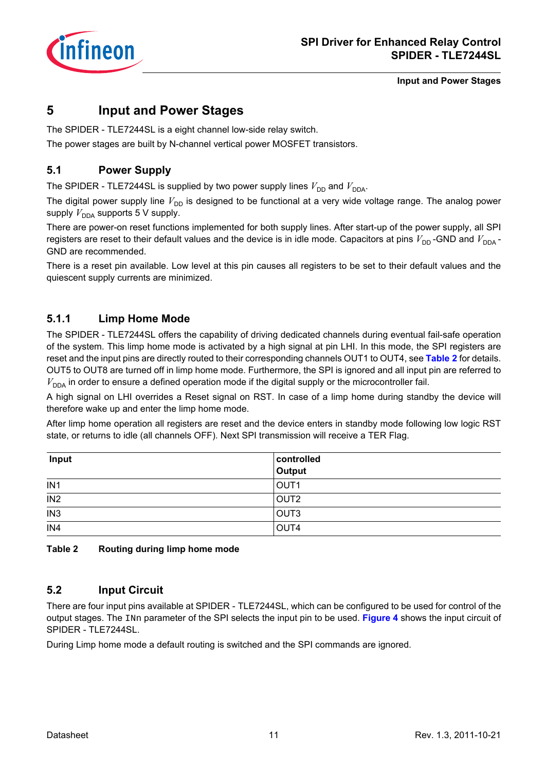# 5 Input and Power Stages

The SPIDER - TLE7244SL is a eight channel low-side relay switch.

The power stages are built by N-channel vertical power MOSFET transistors.

## 5.1 Power Supply

The SPIDER - TLE7244SL is supplied by two power supply lines $V_{DD}$ and $V_{DDA}$.

The digital power supply line $V_{DD}$ is designed to be functional at a very wide voltage range. The analog power supply $V_{DDA}$ supports 5 V supply.

There are power-on reset functions implemented for both supply lines. After start-up of the power supply, all SPI registers are reset to their default values and the device is in idle mode. Capacitors at pins $V_{DD}$ -GND and $V_{DDA}$ - GND are recommended.

There is a reset pin available. Low level at this pin causes all registers to be set to their default values and the quiescent supply currents are minimized.

### 5.1.1 Limp Home Mode

The SPIDER - TLE7244SL offers the capability of driving dedicated channels during eventual fail-safe operation of the system. This limp home mode is activated by a high signal at pin LHI. In this mode, the SPI registers are reset and the input pins are directly routed to their corresponding channels OUT1 to OUT4, see **Table 2** for details. OUT5 to OUT8 are turned off in limp home mode. Furthermore, the SPI is ignored and all input pin are referred to $V_{DDA}$ in order to ensure a defined operation mode if the digital supply or the microcontroller fail.

A high signal on LHI overrides a Reset signal on RST. In case of a limp home during standby the device will therefore wake up and enter the limp home mode.

After limp home operation all registers are reset and the device enters in standby mode following low logic RST state, or returns to idle (all channels OFF). Next SPI transmission will receive a TER Flag.

| Input | controlled Output |
|---|---|
| IN1 | OUT1 |
| IN2 | OUT2 |
| IN3 | OUT3 |
| IN4 | OUT4 |

**Table 2 Routing during limp home mode**

## 5.2 Input Circuit

There are four input pins available at SPIDER - TLE7244SL, which can be configured to be used for control of the output stages. The `INn` parameter of the SPI selects the input pin to be used. **Figure 4** shows the input circuit of SPIDER - TLE7244SL.

During Limp home mode a default routing is switched and the SPI commands are ignored.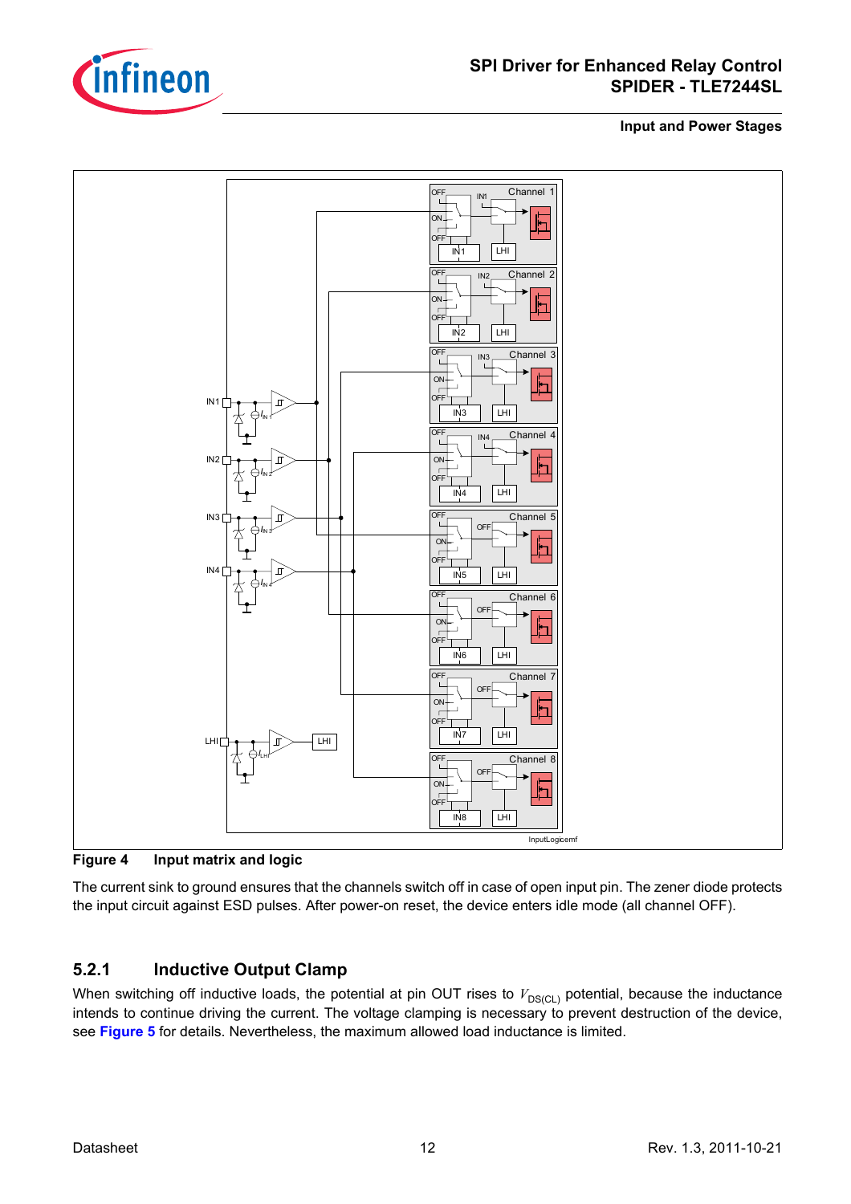**Figure 4 Input matrix and logic**

The current sink to ground ensures that the channels switch off in case of open input pin. The zener diode protects the input circuit against ESD pulses. After power-on reset, the device enters idle mode (all channel OFF).

### 5.2.1 Inductive Output Clamp

When switching off inductive loads, the potential at pin OUT rises to $V_{DS(CL)}$ potential, because the inductance intends to continue driving the current. The voltage clamping is necessary to prevent destruction of the device, see **Figure 5** for details. Nevertheless, the maximum allowed load inductance is limited.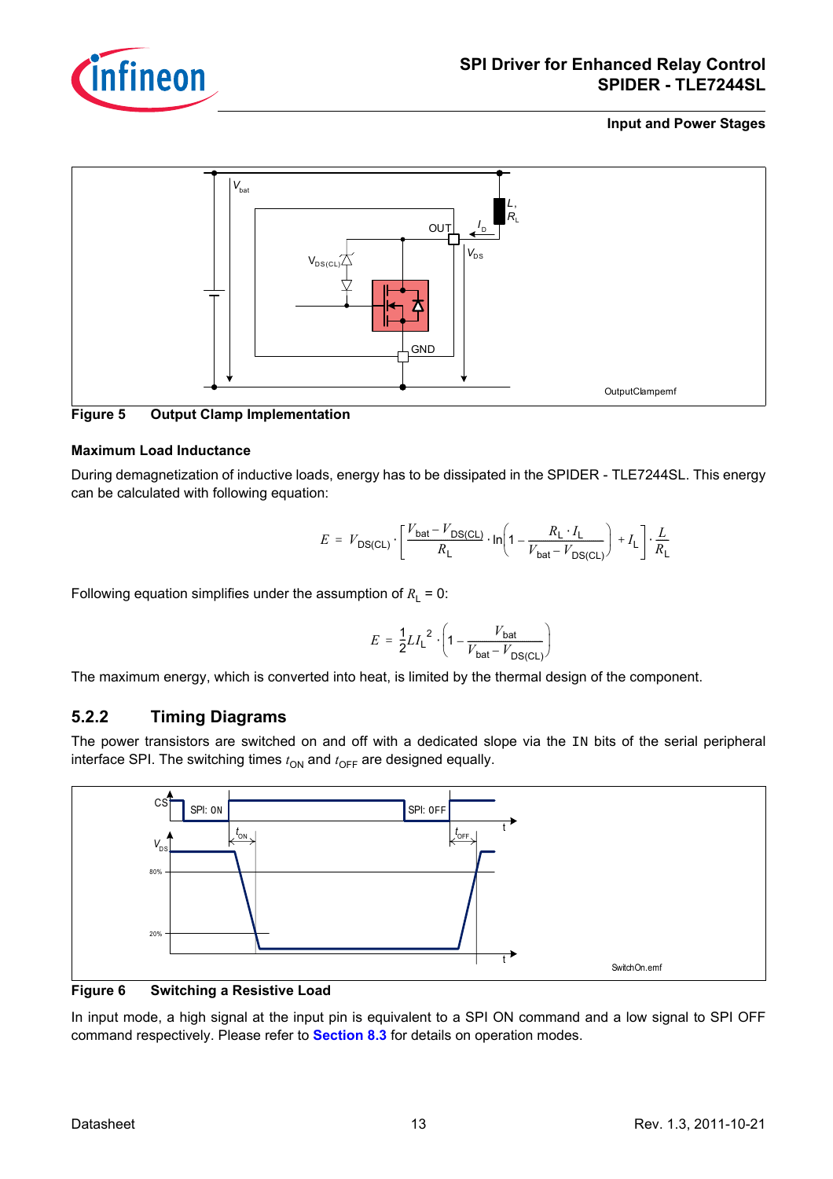Figure 5 Output Clamp Implementation

### Maximum Load Inductance

During demagnetization of inductive loads, energy has to be dissipated in the SPIDER - TLE7244SL. This energy can be calculated with following equation:

$$E = V_{DS(CL)} \cdot \left[\frac{V_{bat} - V_{DS(CL)}}{R_L} \cdot \ln\left(1 - \frac{R_L \cdot I_L}{V_{bat} - V_{DS(CL)}}\right) + I_L\right] \cdot \frac{L}{R_L}$$

Following equation simplifies under the assumption of $R_L = 0$:

$$E = \frac{1}{2} L I_L^2 \cdot \left(1 - \frac{V_{bat}}{V_{bat} - V_{DS(CL)}}\right)$$

The maximum energy, which is converted into heat, is limited by the thermal design of the component.

## 5.2.2 Timing Diagrams

The power transistors are switched on and off with a dedicated slope via the `IN` bits of the serial peripheral interface SPI. The switching times $t_{ON}$ and $t_{OFF}$ are designed equally.

Figure 6 Switching a Resistive Load

In input mode, a high signal at the input pin is equivalent to a SPI ON command and a low signal to SPI OFF command respectively. Please refer to **Section 8.3** for details on operation modes.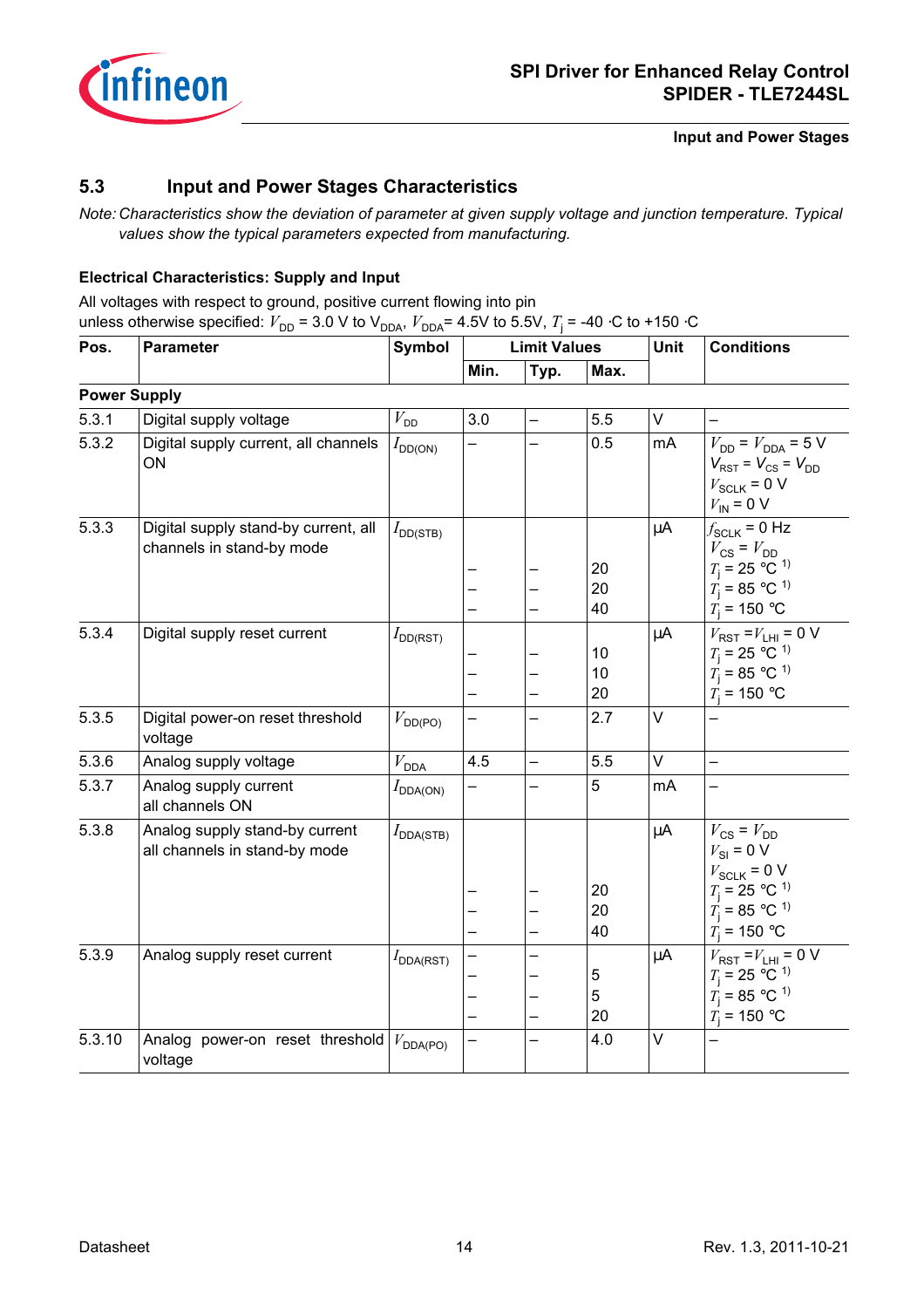## 5.3 Input and Power Stages Characteristics

*Note: Characteristics show the deviation of parameter at given supply voltage and junction temperature. Typical values show the typical parameters expected from manufacturing.*

**Electrical Characteristics: Supply and Input**

All voltages with respect to ground, positive current flowing into pin
unless otherwise specified: $V_{DD}$ = 3.0 V to $V_{DDA}$, $V_{DDA}$= 4.5V to 5.5V, $T_j$ = -40 ·C to +150 ·C

| Pos. | Parameter | Symbol | Limit Values | | | Unit | Conditions |
|---|---|---|---|---|---|---|---|
| | | | Min. | Typ. | Max. | | |
| **Power Supply** | | | | | | | |
| 5.3.1 | Digital supply voltage | $V_{DD}$ | 3.0 | – | 5.5 | V | – |
| 5.3.2 | Digital supply current, all channels ON | $I_{DD(ON)}$ | – | – | 0.5 | mA | $V_{DD}$ = $V_{DDA}$ = 5 V<br>$V_{RST}$ = $V_{CS}$ = $V_{DD}$<br>$V_{SCLK}$ = 0 V<br>$V_{IN}$ = 0 V |
| 5.3.3 | Digital supply stand-by current, all channels in stand-by mode | $I_{DD(STB)}$ | <br><br>–<br>–<br>– | <br><br>–<br>–<br>– | <br><br>20<br>20<br>40 | µA | $f_{SCLK}$ = 0 Hz<br>$V_{CS}$ = $V_{DD}$<br>$T_j$ = 25 °C [1)]<br>$T_j$ = 85 °C [1)]<br>$T_j$ = 150 °C |
| 5.3.4 | Digital supply reset current | $I_{DD(RST)}$ | <br>–<br>–<br>– | <br>–<br>–<br>– | <br>10<br>10<br>20 | µA | $V_{RST}$ =$V_{LHI}$ = 0 V<br>$T_j$ = 25 °C [1)]<br>$T_j$ = 85 °C [1)]<br>$T_j$ = 150 °C |
| 5.3.5 | Digital power-on reset threshold voltage | $V_{DD(PO)}$ | – | – | 2.7 | V | – |
| 5.3.6 | Analog supply voltage | $V_{DDA}$ | 4.5 | – | 5.5 | V | – |
| 5.3.7 | Analog supply current all channels ON | $I_{DDA(ON)}$ | – | – | 5 | mA | – |
| 5.3.8 | Analog supply stand-by current all channels in stand-by mode | $I_{DDA(STB)}$ | <br><br><br>–<br>–<br>– | <br><br><br>–<br>–<br>– | <br><br><br>20<br>20<br>40 | µA | $V_{CS}$ = $V_{DD}$<br>$V_{SI}$ = 0 V<br>$V_{SCLK}$ = 0 V<br>$T_j$ = 25 °C [1)]<br>$T_j$ = 85 °C [1)]<br>$T_j$ = 150 °C |
| 5.3.9 | Analog supply reset current | $I_{DDA(RST)}$ | –<br>–<br>–<br>– | –<br>–<br>–<br>– | <br>5<br>5<br>20 | µA | $V_{RST}$ =$V_{LHI}$ = 0 V<br>$T_j$ = 25 °C [1)]<br>$T_j$ = 85 °C [1)]<br>$T_j$ = 150 °C |
| 5.3.10 | Analog power-on reset threshold voltage | $V_{DDA(PO)}$ | – | – | 4.0 | V | – |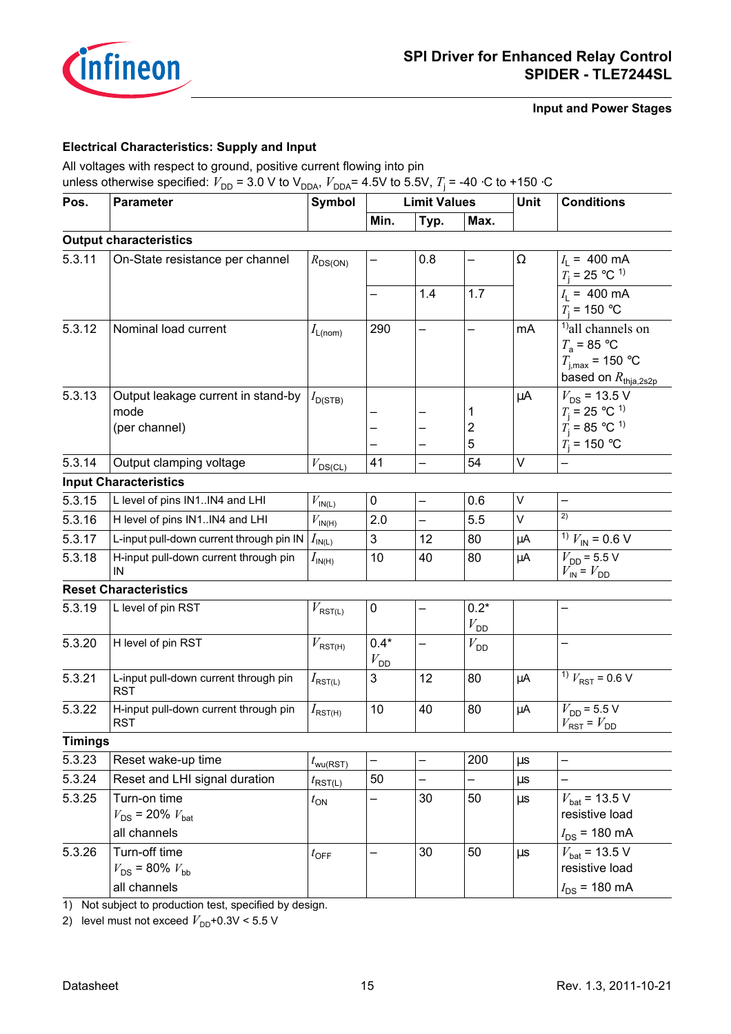### Electrical Characteristics: Supply and Input

All voltages with respect to ground, positive current flowing into pin
unless otherwise specified: $V_{DD}$ = 3.0 V to $V_{DDA}$, $V_{DDA}$= 4.5V to 5.5V, $T_j$ = -40 ·C to +150 ·C

| Pos. | Parameter | Symbol | Limit Values | | | Unit | Conditions |
|---|---|---|---|---|---|---|---|
| | | | Min. | Typ. | Max. | | |
| **Output characteristics** | | | | | | | |
| 5.3.11 | On-State resistance per channel | $R_{DS(ON)}$ | – | 0.8 | – | Ω | $I_L$ = 400 mA<br>$T_j$ = 25 °C [1] |
| | | | – | 1.4 | 1.7 | | $I_L$ = 400 mA<br>$T_j$ = 150 °C |
| 5.3.12 | Nominal load current | $I_{L(nom)}$ | 290 | – | – | mA | [1]all channels on<br>$T_a$ = 85 °C<br>$T_{j,max}$ = 150 °C<br>based on $R_{thja,2s2p}$ |
| 5.3.13 | Output leakage current in stand-by mode<br>(per channel) | $I_{D(STB)}$ | –<br>–<br>– | –<br>–<br>– | 1<br>2<br>5 | µA | $V_{DS}$ = 13.5 V<br>$T_j$ = 25 °C [1]<br>$T_j$ = 85 °C [1]<br>$T_j$ = 150 °C |
| 5.3.14 | Output clamping voltage | $V_{DS(CL)}$ | 41 | – | 54 | V | – |
| **Input Characteristics** | | | | | | | |
| 5.3.15 | L level of pins IN1..IN4 and LHI | $V_{IN(L)}$ | 0 | – | 0.6 | V | – |
| 5.3.16 | H level of pins IN1..IN4 and LHI | $V_{IN(H)}$ | 2.0 | – | 5.5 | V | [2] |
| 5.3.17 | L-input pull-down current through pin IN | $I_{IN(L)}$ | 3 | 12 | 80 | µA | [1] $V_{IN}$ = 0.6 V |
| 5.3.18 | H-input pull-down current through pin IN | $I_{IN(H)}$ | 10 | 40 | 80 | µA | $V_{DD}$ = 5.5 V<br>$V_{IN}$ = $V_{DD}$ |
| **Reset Characteristics** | | | | | | | |
| 5.3.19 | L level of pin RST | $V_{RST(L)}$ | 0 | – | 0.2* $V_{DD}$ | | – |
| 5.3.20 | H level of pin RST | $V_{RST(H)}$ | 0.4* $V_{DD}$ | – | $V_{DD}$ | | – |
| 5.3.21 | L-input pull-down current through pin RST | $I_{RST(L)}$ | 3 | 12 | 80 | µA | [1] $V_{RST}$ = 0.6 V |
| 5.3.22 | H-input pull-down current through pin RST | $I_{RST(H)}$ | 10 | 40 | 80 | µA | $V_{DD}$ = 5.5 V<br>$V_{RST}$ = $V_{DD}$ |
| **Timings** | | | | | | | |
| 5.3.23 | Reset wake-up time | $t_{wu(RST)}$ | – | – | 200 | µs | – |
| 5.3.24 | Reset and LHI signal duration | $t_{RST(L)}$ | 50 | – | – | µs | – |
| 5.3.25 | Turn-on time<br>$V_{DS}$ = 20% $V_{bat}$<br>all channels | $t_{ON}$ | – | 30 | 50 | µs | $V_{bat}$ = 13.5 V<br>resistive load<br>$I_{DS}$ = 180 mA |
| 5.3.26 | Turn-off time<br>$V_{DS}$ = 80% $V_{bb}$<br>all channels | $t_{OFF}$ | – | 30 | 50 | µs | $V_{bat}$ = 13.5 V<br>resistive load<br>$I_{DS}$ = 180 mA |

1) Not subject to production test, specified by design.

2) level must not exceed $V_{DD}$+0.3V < 5.5 V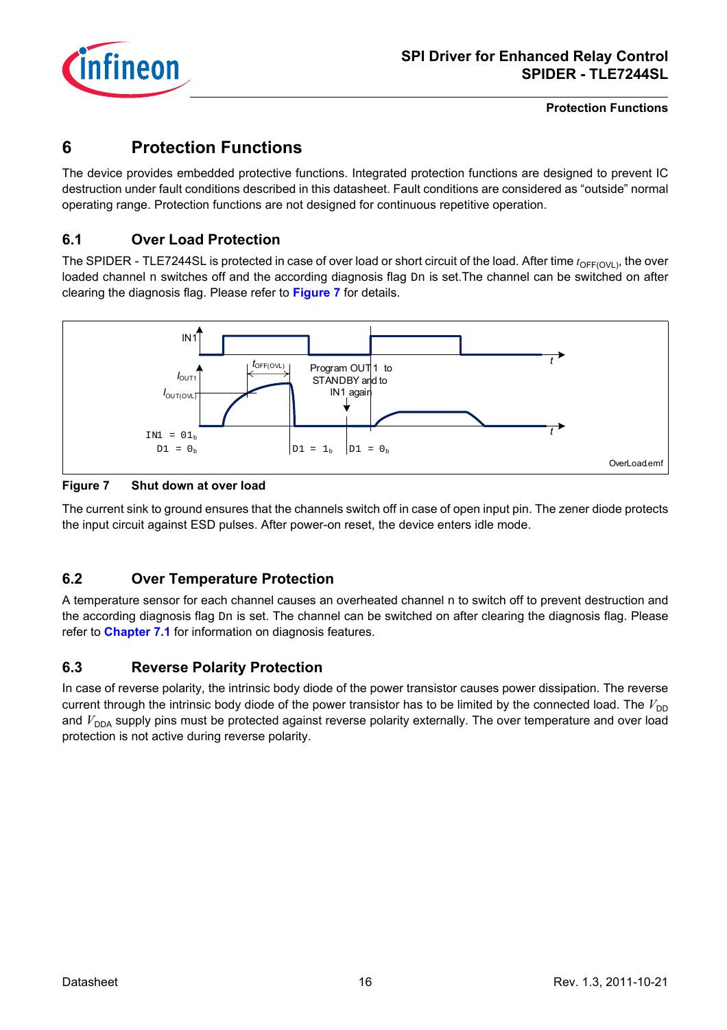## 6 Protection Functions

The device provides embedded protective functions. Integrated protection functions are designed to prevent IC destruction under fault conditions described in this datasheet. Fault conditions are considered as “outside” normal operating range. Protection functions are not designed for continuous repetitive operation.

### 6.1 Over Load Protection

The SPIDER - TLE7244SL is protected in case of over load or short circuit of the load. After time $t_{OFF(OVL)}$, the over loaded channel n switches off and the according diagnosis flag Dn is set.The channel can be switched on after clearing the diagnosis flag. Please refer to **Figure 7** for details.

**Figure 7 Shut down at over load**

The current sink to ground ensures that the channels switch off in case of open input pin. The zener diode protects the input circuit against ESD pulses. After power-on reset, the device enters idle mode.

### 6.2 Over Temperature Protection

A temperature sensor for each channel causes an overheated channel n to switch off to prevent destruction and the according diagnosis flag Dn is set. The channel can be switched on after clearing the diagnosis flag. Please refer to **Chapter 7.1** for information on diagnosis features.

### 6.3 Reverse Polarity Protection

In case of reverse polarity, the intrinsic body diode of the power transistor causes power dissipation. The reverse current through the intrinsic body diode of the power transistor has to be limited by the connected load. The $V_{DD}$ and $V_{DDA}$ supply pins must be protected against reverse polarity externally. The over temperature and over load protection is not active during reverse polarity.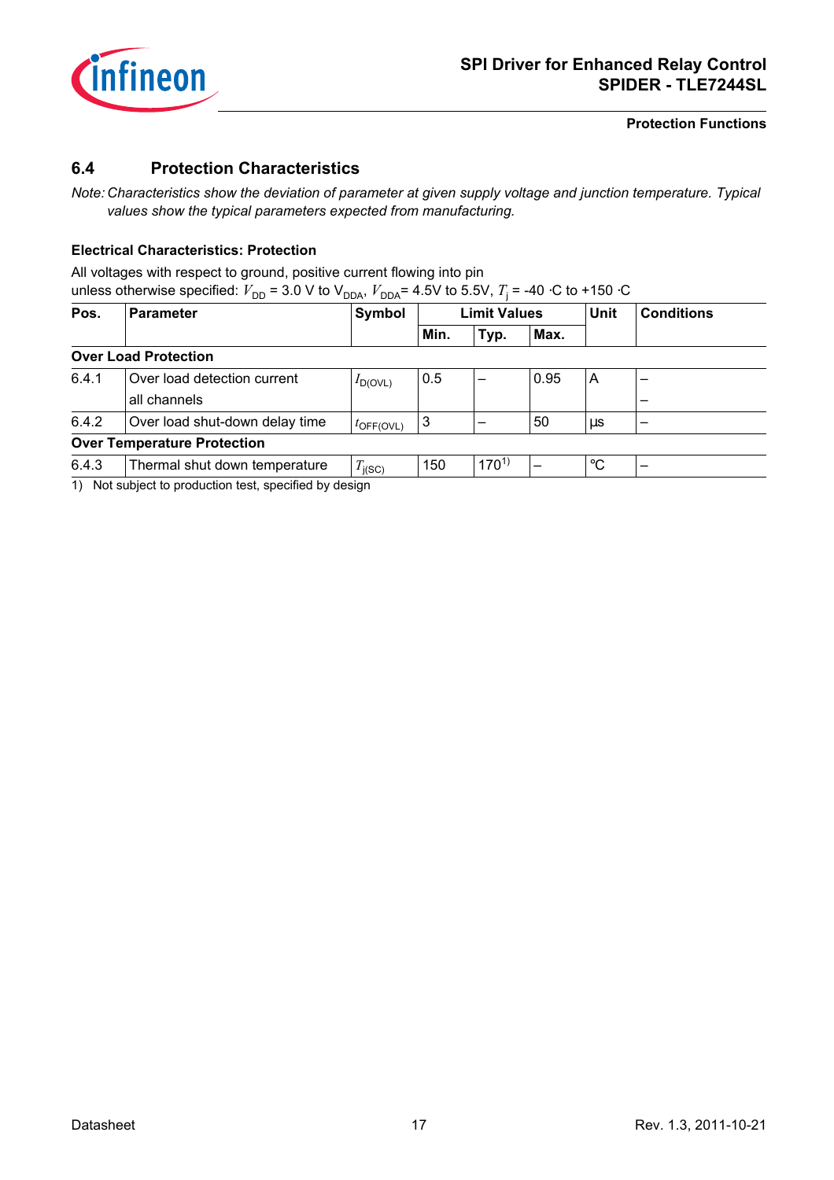## 6.4 Protection Characteristics

*Note: Characteristics show the deviation of parameter at given supply voltage and junction temperature. Typical values show the typical parameters expected from manufacturing.*

**Electrical Characteristics: Protection**

All voltages with respect to ground, positive current flowing into pin
unless otherwise specified: $V_{DD}$ = 3.0 V to $V_{DDA}$, $V_{DDA}$= 4.5V to 5.5V, $T_j$ = -40 ·C to +150 ·C

| Pos. | Parameter | Symbol | Limit Values | | | Unit | Conditions |
|---|---|---|---|---|---|---|---|
| | | | Min. | Typ. | Max. | | |
| **Over Load Protection** | | | | | | | |
| 6.4.1 | Over load detection current<br>all channels | $I_{D(OVL)}$ | 0.5 | – | 0.95 | A | –<br>– |
| 6.4.2 | Over load shut-down delay time | $t_{OFF(OVL)}$ | 3 | – | 50 | µs | – |
| **Over Temperature Protection** | | | | | | | |
| 6.4.3 | Thermal shut down temperature | $T_{j(SC)}$ | 150 | 170[1] | – | °C | – |

1) Not subject to production test, specified by design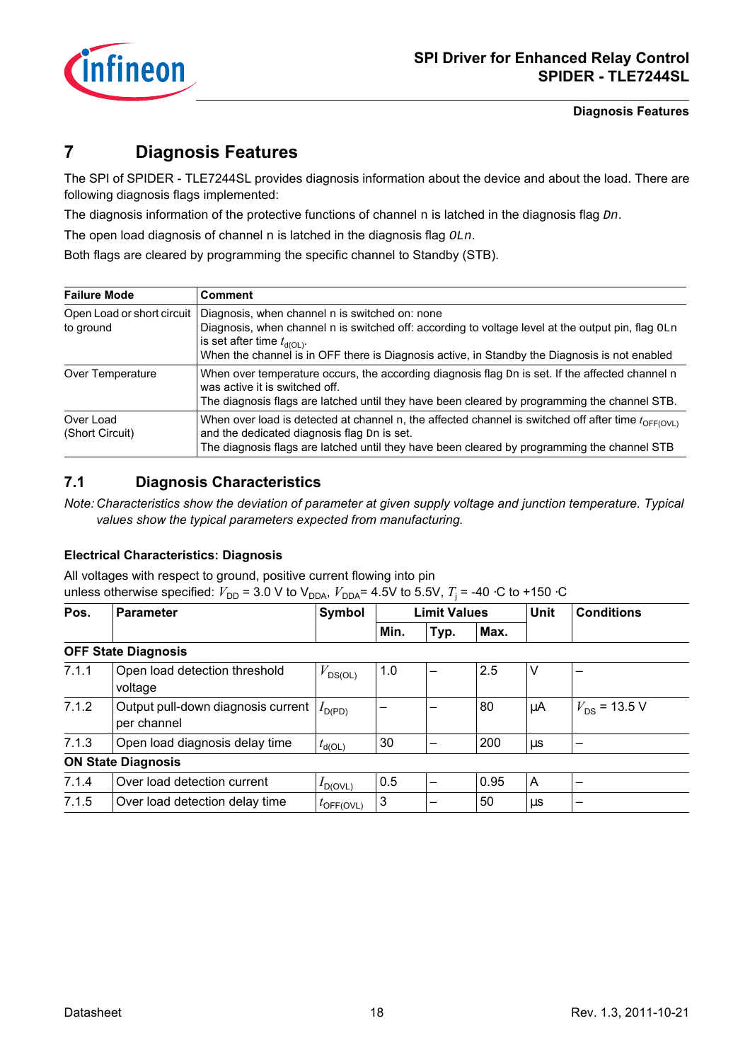# 7 Diagnosis Features

The SPI of SPIDER - TLE7244SL provides diagnosis information about the device and about the load. There are following diagnosis flags implemented:

The diagnosis information of the protective functions of channel n is latched in the diagnosis flag *Dn*.

The open load diagnosis of channel n is latched in the diagnosis flag *OLn*.

Both flags are cleared by programming the specific channel to Standby (STB).

| Failure Mode | Comment |
|---|---|
| Open Load or short circuit to ground | Diagnosis, when channel n is switched on: none<br>Diagnosis, when channel n is switched off: according to voltage level at the output pin, flag OLn is set after time $t_{d(OL)}$.<br>When the channel is in OFF there is Diagnosis active, in Standby the Diagnosis is not enabled |
| Over Temperature | When over temperature occurs, the according diagnosis flag Dn is set. If the affected channel n was active it is switched off.<br>The diagnosis flags are latched until they have been cleared by programming the channel STB. |
| Over Load (Short Circuit) | When over load is detected at channel n, the affected channel is switched off after time $t_{OFF(OVL)}$ and the dedicated diagnosis flag Dn is set.<br>The diagnosis flags are latched until they have been cleared by programming the channel STB |

## 7.1 Diagnosis Characteristics

*Note: Characteristics show the deviation of parameter at given supply voltage and junction temperature. Typical values show the typical parameters expected from manufacturing.*

### Electrical Characteristics: Diagnosis

All voltages with respect to ground, positive current flowing into pin
unless otherwise specified: $V_{DD}$ = 3.0 V to $V_{DDA}$, $V_{DDA}$= 4.5V to 5.5V, $T_j$ = -40 ·C to +150 ·C

| Pos. | Parameter | Symbol | Limit Values | | | Unit | Conditions |
|---|---|---|---|---|---|---|---|
| | | | Min. | Typ. | Max. | | |
| **OFF State Diagnosis** | | | | | | | |
| 7.1.1 | Open load detection threshold voltage | $V_{DS(OL)}$ | 1.0 | – | 2.5 | V | – |
| 7.1.2 | Output pull-down diagnosis current per channel | $I_{D(PD)}$ | – | – | 80 | µA | $V_{DS}$ = 13.5 V |
| 7.1.3 | Open load diagnosis delay time | $t_{d(OL)}$ | 30 | – | 200 | µs | – |
| **ON State Diagnosis** | | | | | | | |
| 7.1.4 | Over load detection current | $I_{D(OVL)}$ | 0.5 | – | 0.95 | A | – |
| 7.1.5 | Over load detection delay time | $t_{OFF(OVL)}$ | 3 | – | 50 | µs | – |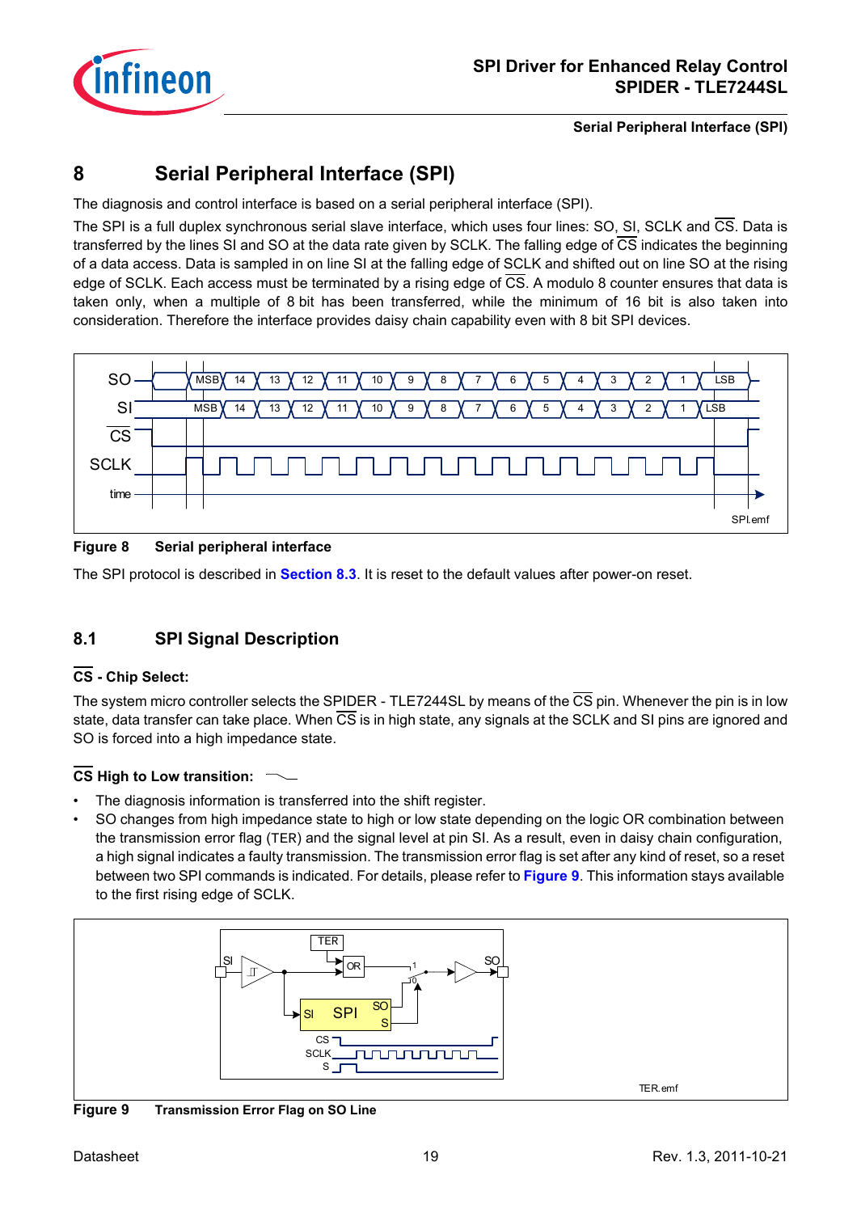# 8 Serial Peripheral Interface (SPI)

The diagnosis and control interface is based on a serial peripheral interface (SPI).

The SPI is a full duplex synchronous serial slave interface, which uses four lines: SO, SI, SCLK and $\overline{CS}$. Data is transferred by the lines SI and SO at the data rate given by SCLK. The falling edge of $\overline{CS}$ indicates the beginning of a data access. Data is sampled in on line SI at the falling edge of SCLK and shifted out on line SO at the rising edge of SCLK. Each access must be terminated by a rising edge of $\overline{CS}$. A modulo 8 counter ensures that data is taken only, when a multiple of 8 bit has been transferred, while the minimum of 16 bit is also taken into consideration. Therefore the interface provides daisy chain capability even with 8 bit SPI devices.

**Figure 8 Serial peripheral interface**

The SPI protocol is described in **Section 8.3**. It is reset to the default values after power-on reset.

## 8.1 SPI Signal Description

**$\overline{CS}$ - Chip Select:**

The system micro controller selects the SPIDER - TLE7244SL by means of the $\overline{CS}$ pin. Whenever the pin is in low state, data transfer can take place. When $\overline{CS}$ is in high state, any signals at the SCLK and SI pins are ignored and SO is forced into a high impedance state.

**$\overline{CS}$ High to Low transition:**

- The diagnosis information is transferred into the shift register.
- SO changes from high impedance state to high or low state depending on the logic OR combination between the transmission error flag (TER) and the signal level at pin SI. As a result, even in daisy chain configuration, a high signal indicates a faulty transmission. The transmission error flag is set after any kind of reset, so a reset between two SPI commands is indicated. For details, please refer to **Figure 9**. This information stays available to the first rising edge of SCLK.

**Figure 9 Transmission Error Flag on SO Line**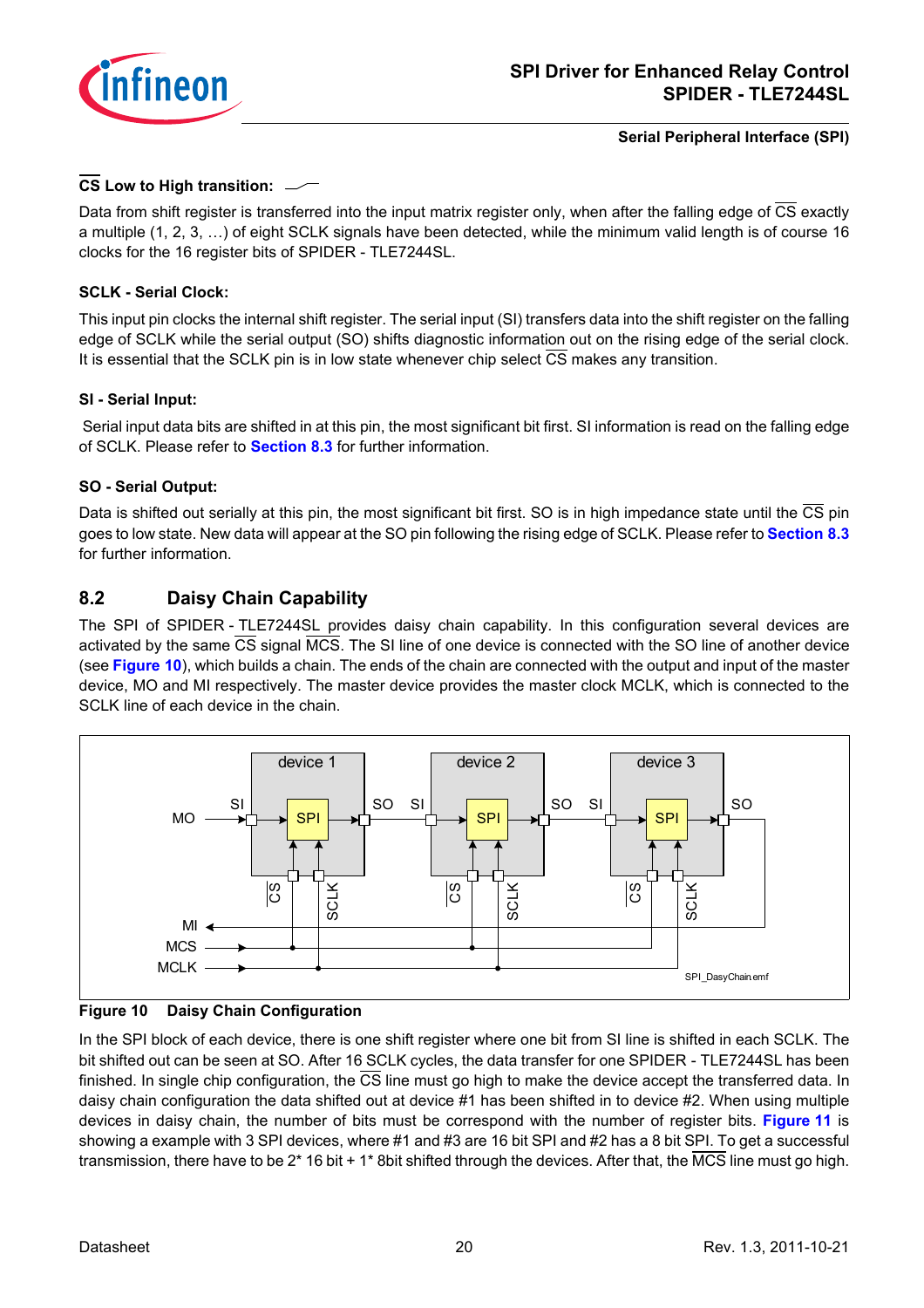**CS Low to High transition:**

Data from shift register is transferred into the input matrix register only, when after the falling edge of CS exactly a multiple (1, 2, 3, …) of eight SCLK signals have been detected, while the minimum valid length is of course 16 clocks for the 16 register bits of SPIDER - TLE7244SL.

**SCLK - Serial Clock:**

This input pin clocks the internal shift register. The serial input (SI) transfers data into the shift register on the falling edge of SCLK while the serial output (SO) shifts diagnostic information out on the rising edge of the serial clock. It is essential that the SCLK pin is in low state whenever chip select CS makes any transition.

**SI - Serial Input:**

Serial input data bits are shifted in at this pin, the most significant bit first. SI information is read on the falling edge of SCLK. Please refer to **Section 8.3** for further information.

**SO - Serial Output:**

Data is shifted out serially at this pin, the most significant bit first. SO is in high impedance state until the CS pin goes to low state. New data will appear at the SO pin following the rising edge of SCLK. Please refer to **Section 8.3** for further information.

## 8.2 Daisy Chain Capability

The SPI of SPIDER - TLE7244SL provides daisy chain capability. In this configuration several devices are activated by the same CS signal MCS. The SI line of one device is connected with the SO line of another device (see **Figure 10**), which builds a chain. The ends of the chain are connected with the output and input of the master device, MO and MI respectively. The master device provides the master clock MCLK, which is connected to the SCLK line of each device in the chain.

**Figure 10 Daisy Chain Configuration**

In the SPI block of each device, there is one shift register where one bit from SI line is shifted in each SCLK. The bit shifted out can be seen at SO. After 16 SCLK cycles, the data transfer for one SPIDER - TLE7244SL has been finished. In single chip configuration, the CS line must go high to make the device accept the transferred data. In daisy chain configuration the data shifted out at device #1 has been shifted in to device #2. When using multiple devices in daisy chain, the number of bits must be correspond with the number of register bits. **Figure 11** is showing a example with 3 SPI devices, where #1 and #3 are 16 bit SPI and #2 has a 8 bit SPI. To get a successful transmission, there have to be 2* 16 bit + 1* 8bit shifted through the devices. After that, the MCS line must go high.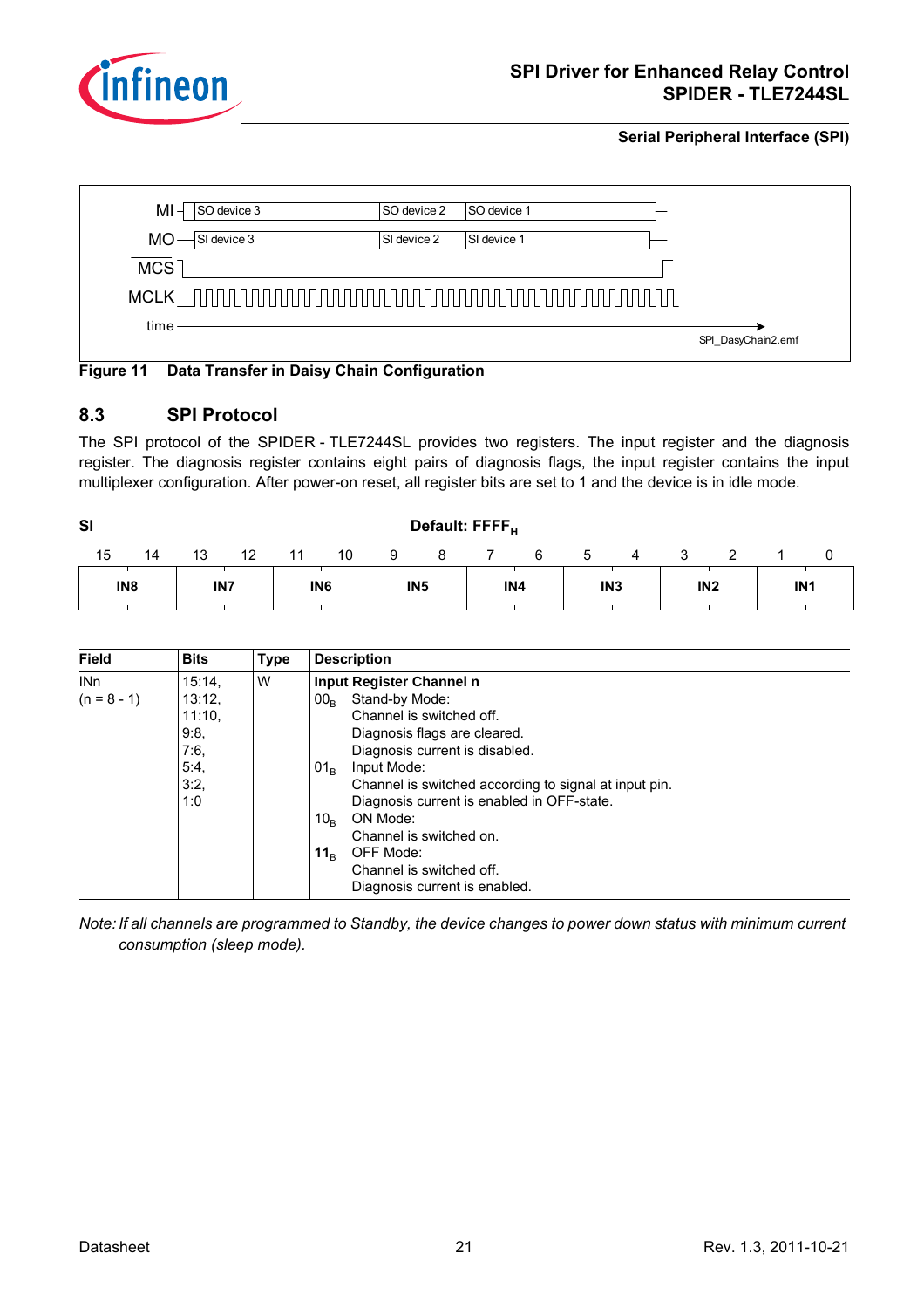| MI | SO device 3 | SO device 2 | SO device 1 |
|---|---|---|---|
| MO | SI device 3 | SI device 2 | SI device 1 |

MCS

MCLK

time

SPI_DasyChain2.emf

**Figure 11 Data Transfer in Daisy Chain Configuration**

## 8.3 SPI Protocol

The SPI protocol of the SPIDER - TLE7244SL provides two registers. The input register and the diagnosis register. The diagnosis register contains eight pairs of diagnosis flags, the input register contains the input multiplexer configuration. After power-on reset, all register bits are set to 1 and the device is in idle mode.

**SI** **Default: $FFFF_H$**

| 15 | 14 | 13 | 12 | 11 | 10 | 9 | 8 | 7 | 6 | 5 | 4 | 3 | 2 | 1 | 0 |
|---|---|---|---|---|---|---|---|---|---|---|---|---|---|---|---|
| **IN8** | | **IN7** | | **IN6** | | **IN5** | | **IN4** | | **IN3** | | **IN2** | | **IN1** | |

| Field | Bits | Type | Description |
|---|---|---|---|
| INn<br>(n = 8 - 1) | 15:14,<br>13:12,<br>11:10,<br>9:8,<br>7:6,<br>5:4,<br>3:2,<br>1:0 | W | **Input Register Channel n**<br>$00_B$ Stand-by Mode:<br>Channel is switched off.<br>Diagnosis flags are cleared.<br>Diagnosis current is disabled.<br>$01_B$ Input Mode:<br>Channel is switched according to signal at input pin.<br>Diagnosis current is enabled in OFF-state.<br>$10_B$ ON Mode:<br>Channel is switched on.<br>**$11_B$** OFF Mode:<br>Channel is switched off.<br>Diagnosis current is enabled. |

*Note: If all channels are programmed to Standby, the device changes to power down status with minimum current consumption (sleep mode).*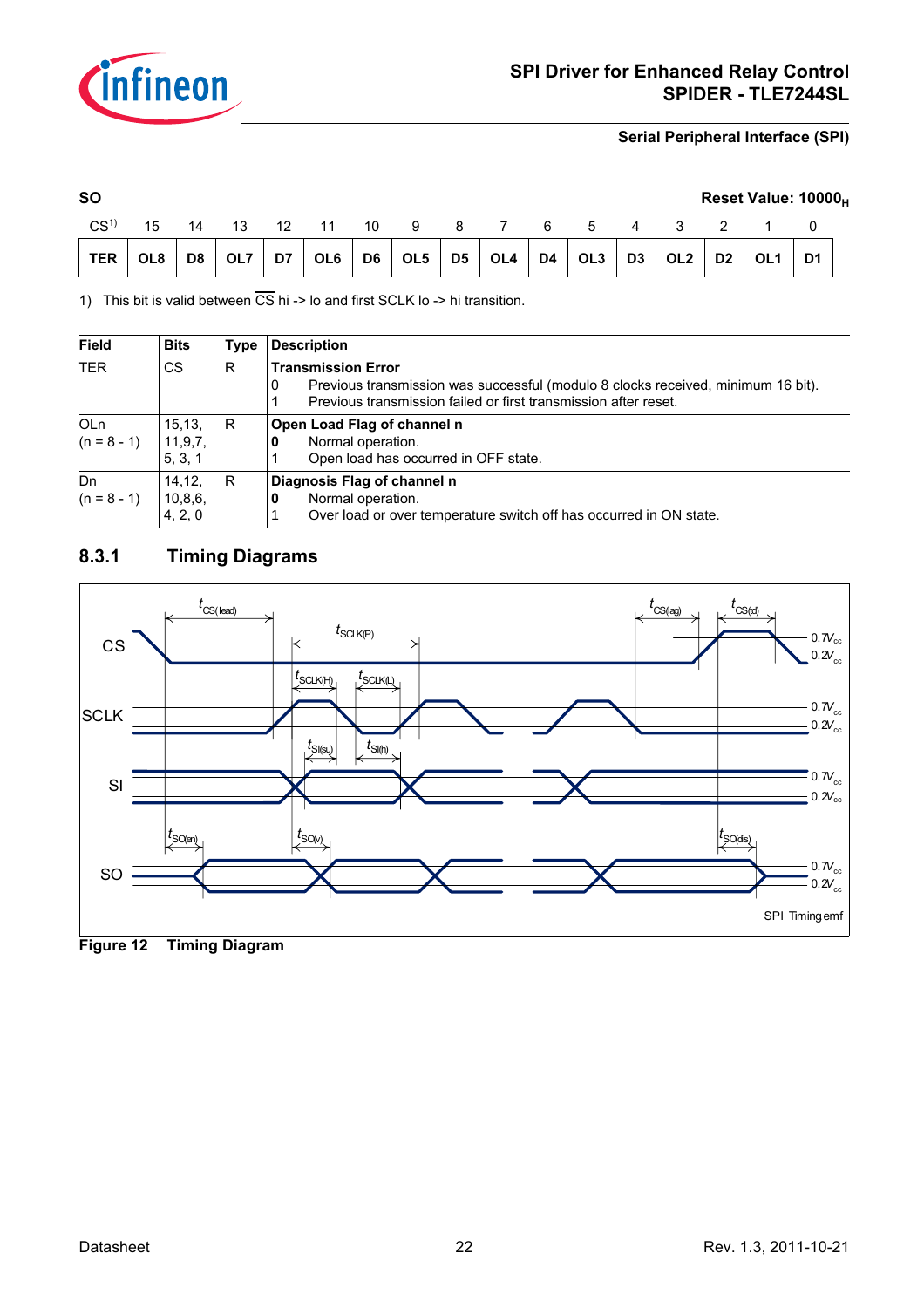**SO** **Reset Value: $10000_H$**

| CS[1)] | 15 | 14 | 13 | 12 | 11 | 10 | 9 | 8 | 7 | 6 | 5 | 4 | 3 | 2 | 1 | 0 |
|---|---|---|---|---|---|---|---|---|---|---|---|---|---|---|---|---|
| **TER** | **OL8** | **D8** | **OL7** | **D7** | **OL6** | **D6** | **OL5** | **D5** | **OL4** | **D4** | **OL3** | **D3** | **OL2** | **D2** | **OL1** | **D1** |

1) This bit is valid between $\overline{CS}$ hi -> lo and first SCLK lo -> hi transition.

| Field | Bits | Type | Description |
|---|---|---|---|
| TER | CS | R | **Transmission Error**<br>0 Previous transmission was successful (modulo 8 clocks received, minimum 16 bit).<br>**1** Previous transmission failed or first transmission after reset. |
| OLn<br>(n = 8 - 1) | 15,13,<br>11,9,7,<br>5, 3, 1 | R | **Open Load Flag of channel n**<br>**0** Normal operation.<br>1 Open load has occurred in OFF state. |
| Dn<br>(n = 8 - 1) | 14,12,<br>10,8,6,<br>4, 2, 0 | R | **Diagnosis Flag of channel n**<br>**0** Normal operation.<br>1 Over load or over temperature switch off has occurred in ON state. |

## 8.3.1 Timing Diagrams

**Figure 12 Timing Diagram**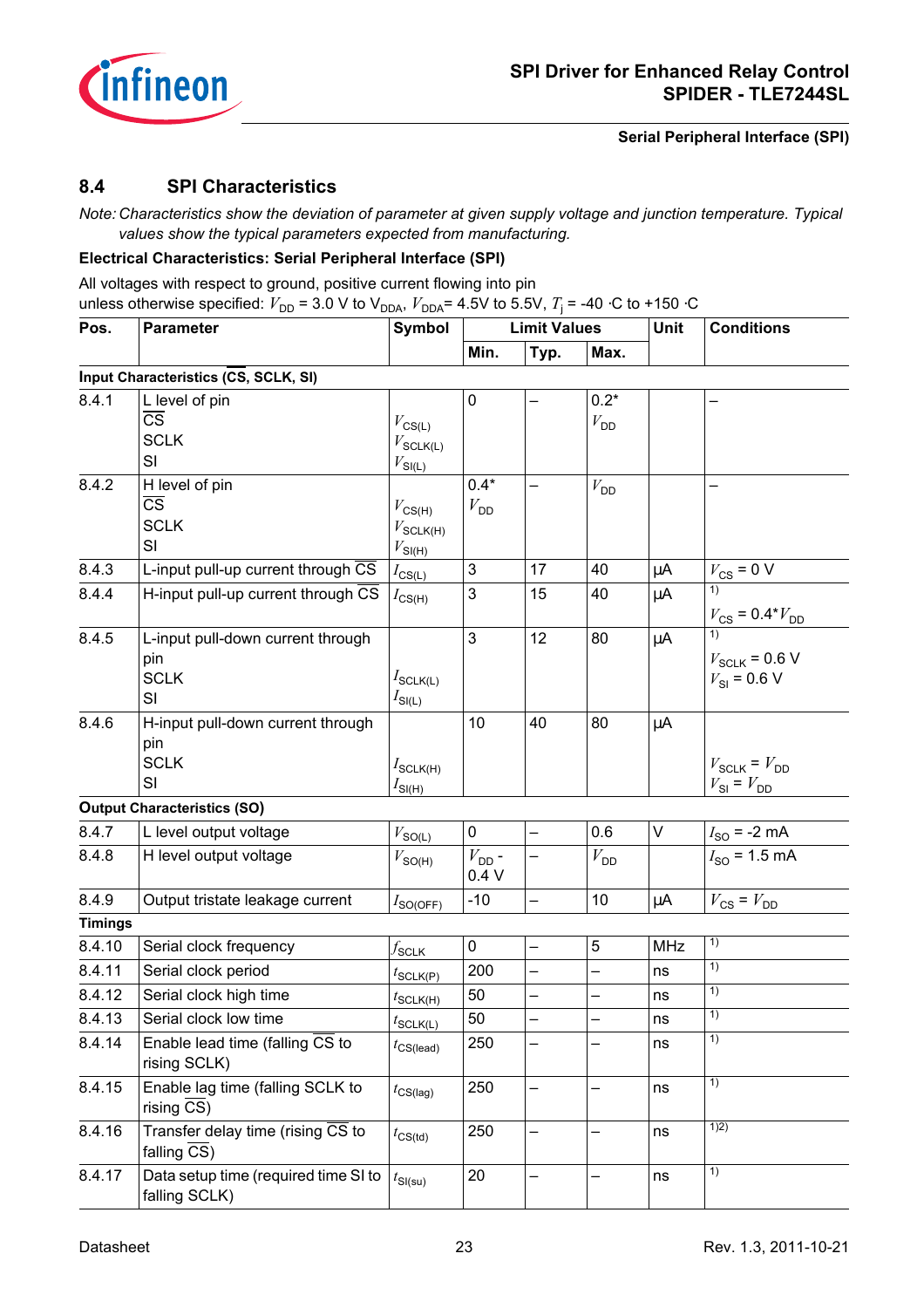## 8.4 SPI Characteristics

*Note: Characteristics show the deviation of parameter at given supply voltage and junction temperature. Typical values show the typical parameters expected from manufacturing.*

**Electrical Characteristics: Serial Peripheral Interface (SPI)**

All voltages with respect to ground, positive current flowing into pin
unless otherwise specified: $V_{DD}$ = 3.0 V to $V_{DDA}$, $V_{DDA}$= 4.5V to 5.5V, $T_j$ = -40 ·C to +150 ·C

| Pos. | Parameter | Symbol | Limit Values | | | Unit | Conditions |
|---|---|---|---|---|---|---|---|
| | | | Min. | Typ. | Max. | | |
| **Input Characteristics (CS, SCLK, SI)** | | | | | | | |
| 8.4.1 | L level of pin<br>CS<br>SCLK<br>SI | <br>$V_{CS(L)}$<br>$V_{SCLK(L)}$<br>$V_{SI(L)}$ | 0 | – | 0.2* $V_{DD}$ | | – |
| 8.4.2 | H level of pin<br>CS<br>SCLK<br>SI | <br>$V_{CS(H)}$<br>$V_{SCLK(H)}$<br>$V_{SI(H)}$ | 0.4* $V_{DD}$ | – | $V_{DD}$ | | – |
| 8.4.3 | L-input pull-up current through CS | $I_{CS(L)}$ | 3 | 17 | 40 | µA | $V_{CS}$ = 0 V |
| 8.4.4 | H-input pull-up current through CS | $I_{CS(H)}$ | 3 | 15 | 40 | µA | 1)<br>$V_{CS}$ = 0.4*$V_{DD}$ |
| 8.4.5 | L-input pull-down current through pin<br>SCLK<br>SI | <br><br>$I_{SCLK(L)}$<br>$I_{SI(L)}$ | 3 | 12 | 80 | µA | 1)<br>$V_{SCLK}$ = 0.6 V<br>$V_{SI}$ = 0.6 V |
| 8.4.6 | H-input pull-down current through pin<br>SCLK<br>SI | <br><br>$I_{SCLK(H)}$<br>$I_{SI(H)}$ | 10 | 40 | 80 | µA | <br><br>$V_{SCLK}$ = $V_{DD}$<br>$V_{SI}$ = $V_{DD}$ |
| **Output Characteristics (SO)** | | | | | | | |
| 8.4.7 | L level output voltage | $V_{SO(L)}$ | 0 | – | 0.6 | V | $I_{SO}$ = -2 mA |
| 8.4.8 | H level output voltage | $V_{SO(H)}$ | $V_{DD}$ - 0.4 V | – | $V_{DD}$ | | $I_{SO}$ = 1.5 mA |
| 8.4.9 | Output tristate leakage current | $I_{SO(OFF)}$ | -10 | – | 10 | µA | $V_{CS}$ = $V_{DD}$ |
| **Timings** | | | | | | | |
| 8.4.10 | Serial clock frequency | $f_{SCLK}$ | 0 | – | 5 | MHz | 1) |
| 8.4.11 | Serial clock period | $t_{SCLK(P)}$ | 200 | – | – | ns | 1) |
| 8.4.12 | Serial clock high time | $t_{SCLK(H)}$ | 50 | – | – | ns | 1) |
| 8.4.13 | Serial clock low time | $t_{SCLK(L)}$ | 50 | – | – | ns | 1) |
| 8.4.14 | Enable lead time (falling CS to rising SCLK) | $t_{CS(lead)}$ | 250 | – | – | ns | 1) |
| 8.4.15 | Enable lag time (falling SCLK to rising CS) | $t_{CS(lag)}$ | 250 | – | – | ns | 1) |
| 8.4.16 | Transfer delay time (rising CS to falling CS) | $t_{CS(td)}$ | 250 | – | – | ns | 1)2) |
| 8.4.17 | Data setup time (required time SI to falling SCLK) | $t_{SI(su)}$ | 20 | – | – | ns | 1) |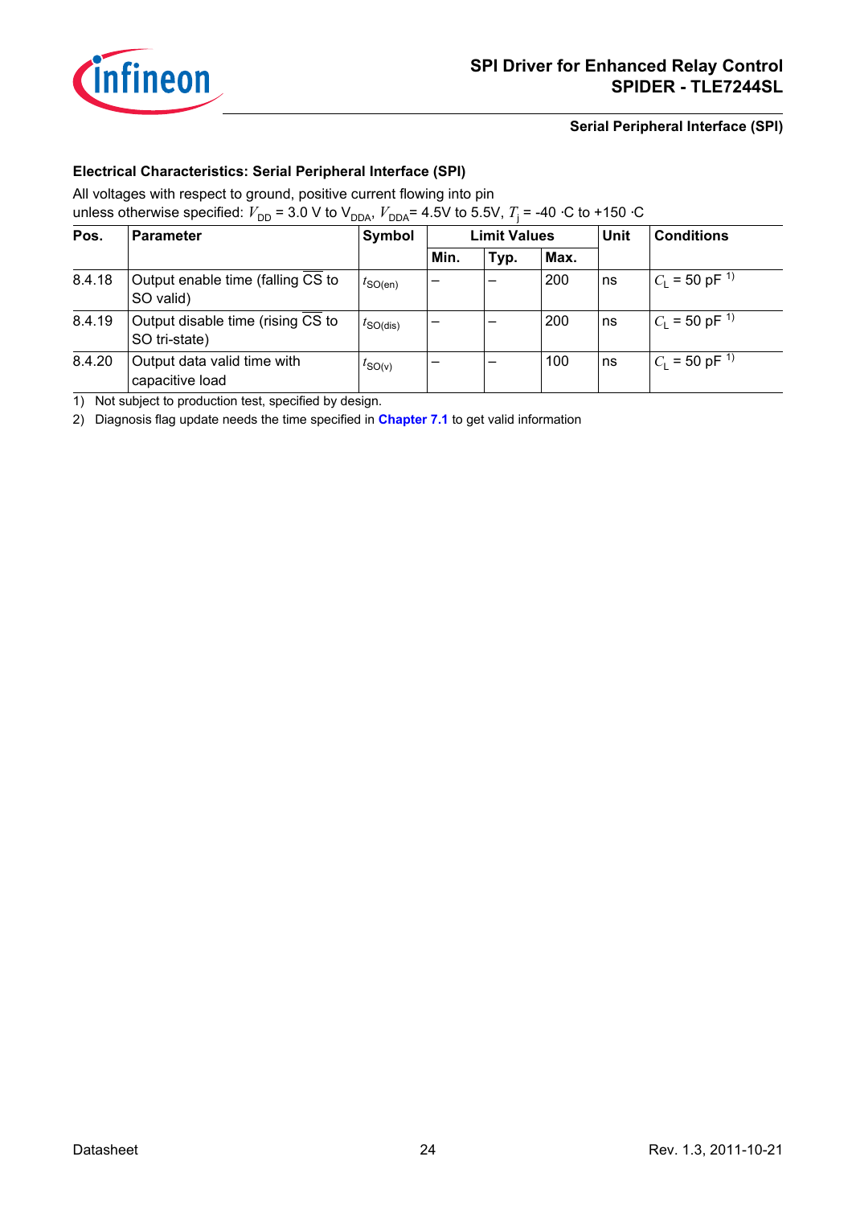**Electrical Characteristics: Serial Peripheral Interface (SPI)**

All voltages with respect to ground, positive current flowing into pin
unless otherwise specified: $V_{DD}$ = 3.0 V to $V_{DDA}$, $V_{DDA}$= 4.5V to 5.5V, $T_j$ = -40 ·C to +150 ·C

| Pos. | Parameter | Symbol | Limit Values | | | Unit | Conditions |
|---|---|---|---|---|---|---|---|
| | | | Min. | Typ. | Max. | | |
| 8.4.18 | Output enable time (falling $\overline{CS}$ to SO valid) | $t_{SO(en)}$ | – | – | 200 | ns | $C_L$ = 50 pF [1)] |
| 8.4.19 | Output disable time (rising $\overline{CS}$ to SO tri-state) | $t_{SO(dis)}$ | – | – | 200 | ns | $C_L$ = 50 pF [1)] |
| 8.4.20 | Output data valid time with capacitive load | $t_{SO(v)}$ | – | – | 100 | ns | $C_L$ = 50 pF [1)] |

1) Not subject to production test, specified by design.

2) Diagnosis flag update needs the time specified in **Chapter 7.1** to get valid information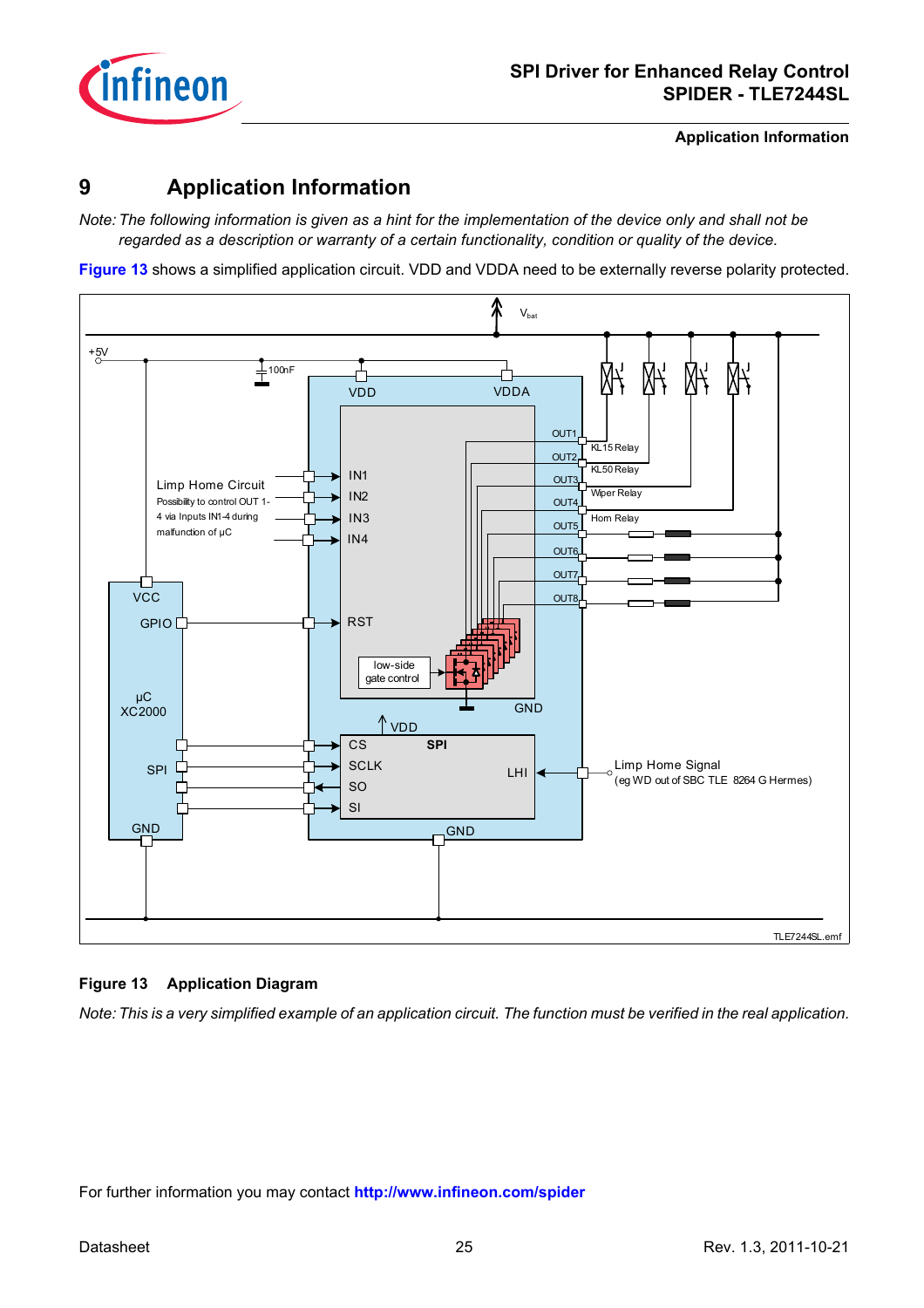# 9 Application Information

*Note: The following information is given as a hint for the implementation of the device only and shall not be regarded as a description or warranty of a certain functionality, condition or quality of the device.*

**Figure 13** shows a simplified application circuit. VDD and VDDA need to be externally reverse polarity protected.

**Figure 13 Application Diagram**

*Note: This is a very simplified example of an application circuit. The function must be verified in the real application.*

For further information you may contact **http://www.infineon.com/spider**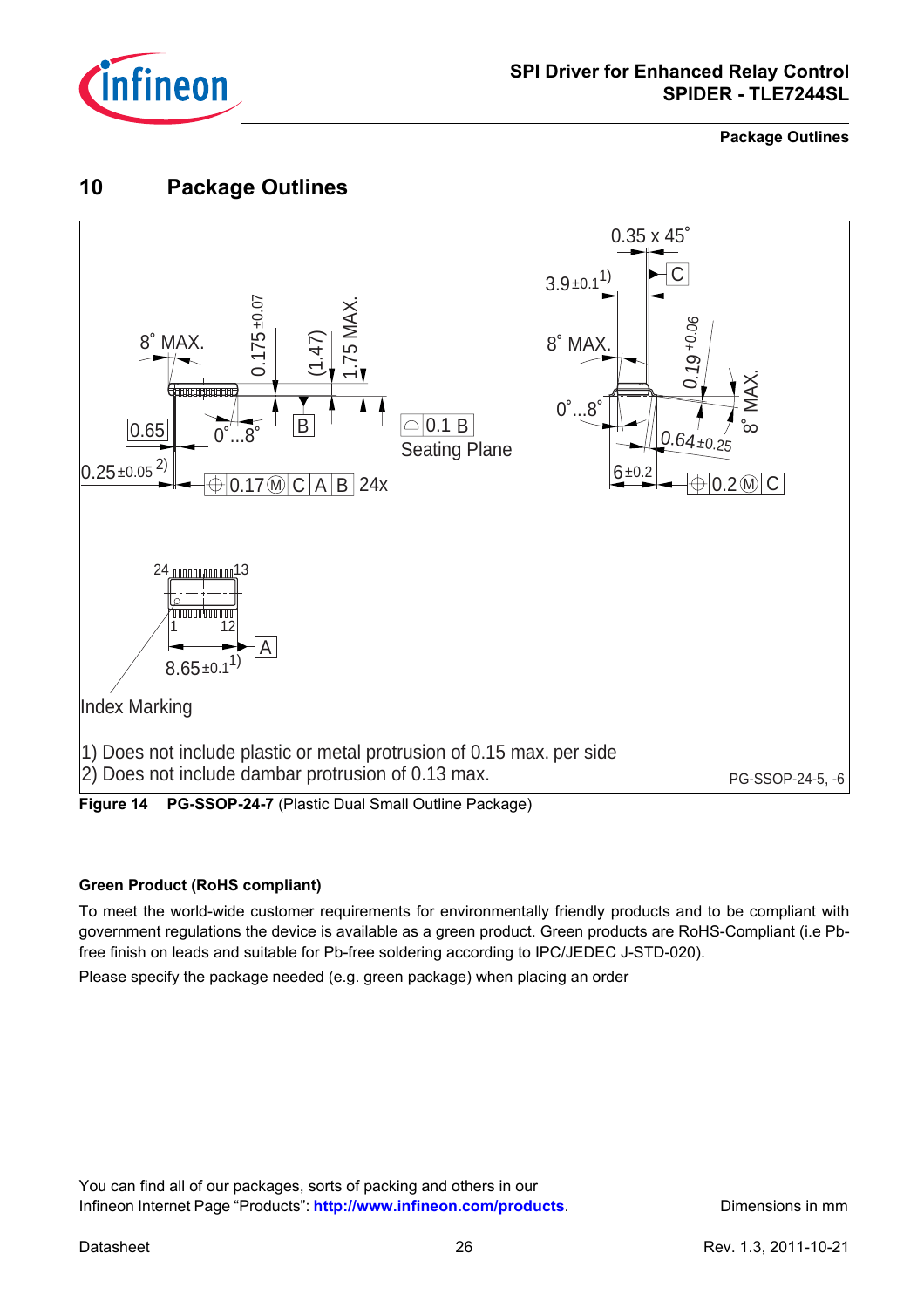## 10 Package Outlines

1) Does not include plastic or metal protrusion of 0.15 max. per side

2) Does not include dambar protrusion of 0.13 max.

PG-SSOP-24-5, -6

**Figure 14 PG-SSOP-24-7** (Plastic Dual Small Outline Package)

**Green Product (RoHS compliant)**

To meet the world-wide customer requirements for environmentally friendly products and to be compliant with government regulations the device is available as a green product. Green products are RoHS-Compliant (i.e Pb-free finish on leads and suitable for Pb-free soldering according to IPC/JEDEC J-STD-020).

Please specify the package needed (e.g. green package) when placing an order

You can find all of our packages, sorts of packing and others in our Infineon Internet Page "Products": **http://www.infineon.com/products**.

Dimensions in mm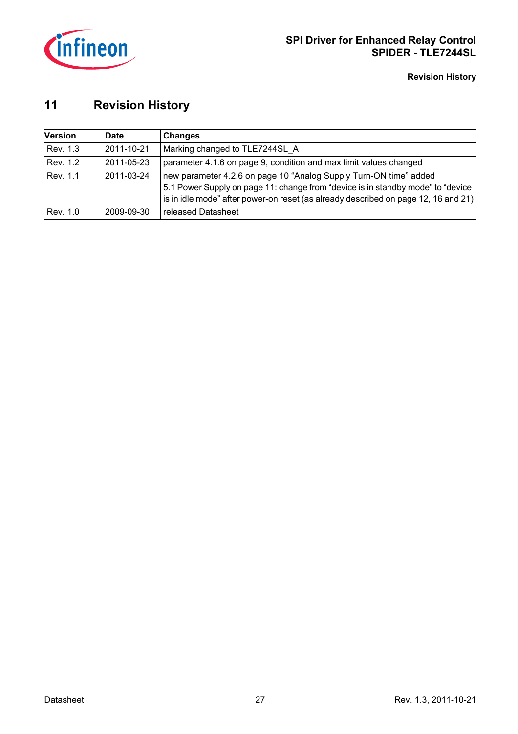# 11 Revision History

| Version | Date | Changes |
|---|---|---|
| Rev. 1.3 | 2011-10-21 | Marking changed to TLE7244SL_A |
| Rev. 1.2 | 2011-05-23 | parameter 4.1.6 on page 9, condition and max limit values changed |
| Rev. 1.1 | 2011-03-24 | new parameter 4.2.6 on page 10 “Analog Supply Turn-ON time” added<br>5.1 Power Supply on page 11: change from “device is in standby mode” to “device is in idle mode” after power-on reset (as already described on page 12, 16 and 21) |
| Rev. 1.0 | 2009-09-30 | released Datasheet |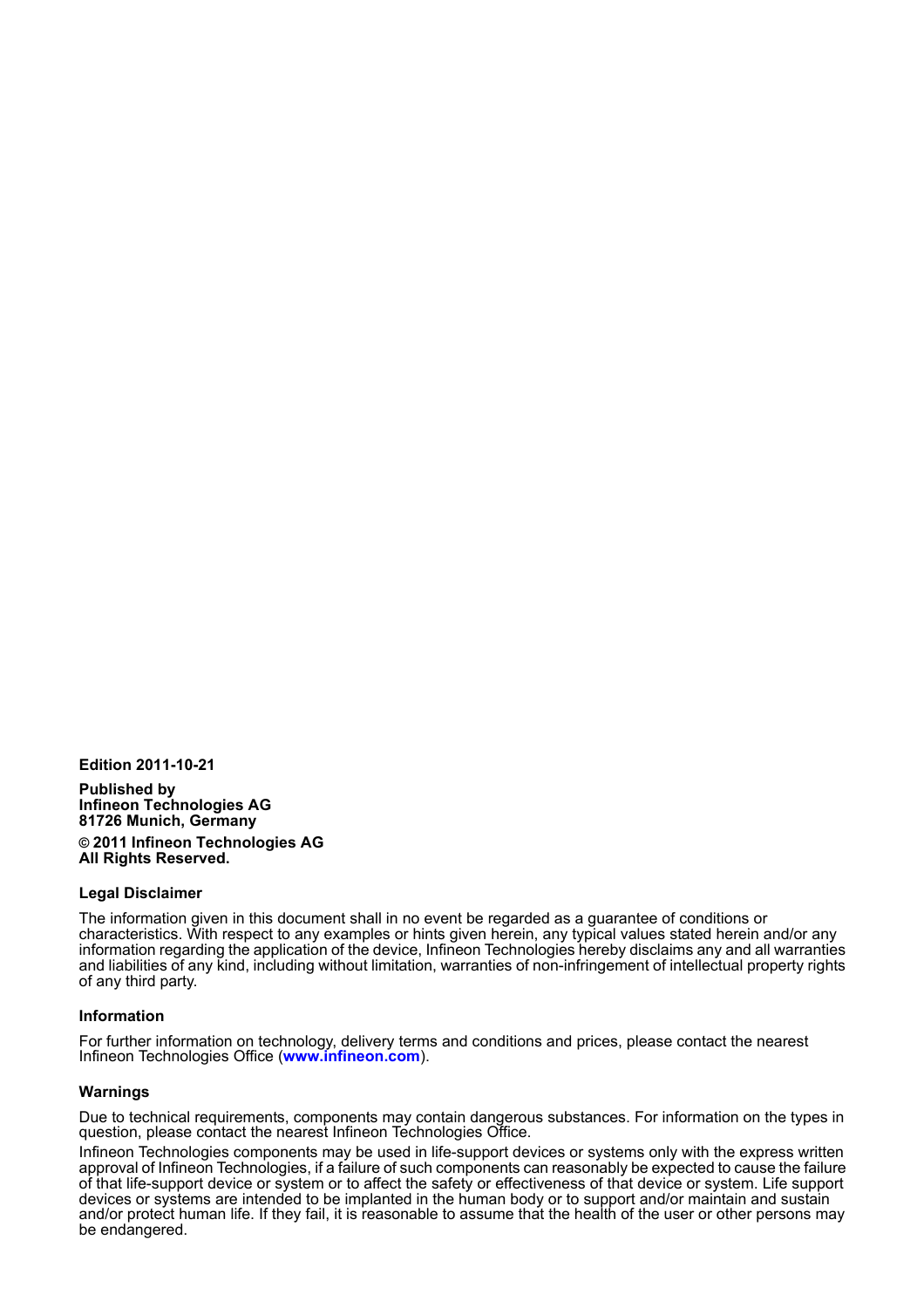**Edition 2011-10-21**

**Published by**
**Infineon Technologies AG**
**81726 Munich, Germany**

**© 2011 Infineon Technologies AG**
**All Rights Reserved.**

**Legal Disclaimer**

The information given in this document shall in no event be regarded as a guarantee of conditions or characteristics. With respect to any examples or hints given herein, any typical values stated herein and/or any information regarding the application of the device, Infineon Technologies hereby disclaims any and all warranties and liabilities of any kind, including without limitation, warranties of non-infringement of intellectual property rights of any third party.

**Information**

For further information on technology, delivery terms and conditions and prices, please contact the nearest Infineon Technologies Office (**www.infineon.com**).

**Warnings**

Due to technical requirements, components may contain dangerous substances. For information on the types in question, please contact the nearest Infineon Technologies Office.

Infineon Technologies components may be used in life-support devices or systems only with the express written approval of Infineon Technologies, if a failure of such components can reasonably be expected to cause the failure of that life-support device or system or to affect the safety or effectiveness of that device or system. Life support devices or systems are intended to be implanted in the human body or to support and/or maintain and sustain and/or protect human life. If they fail, it is reasonable to assume that the health of the user or other persons may be endangered.